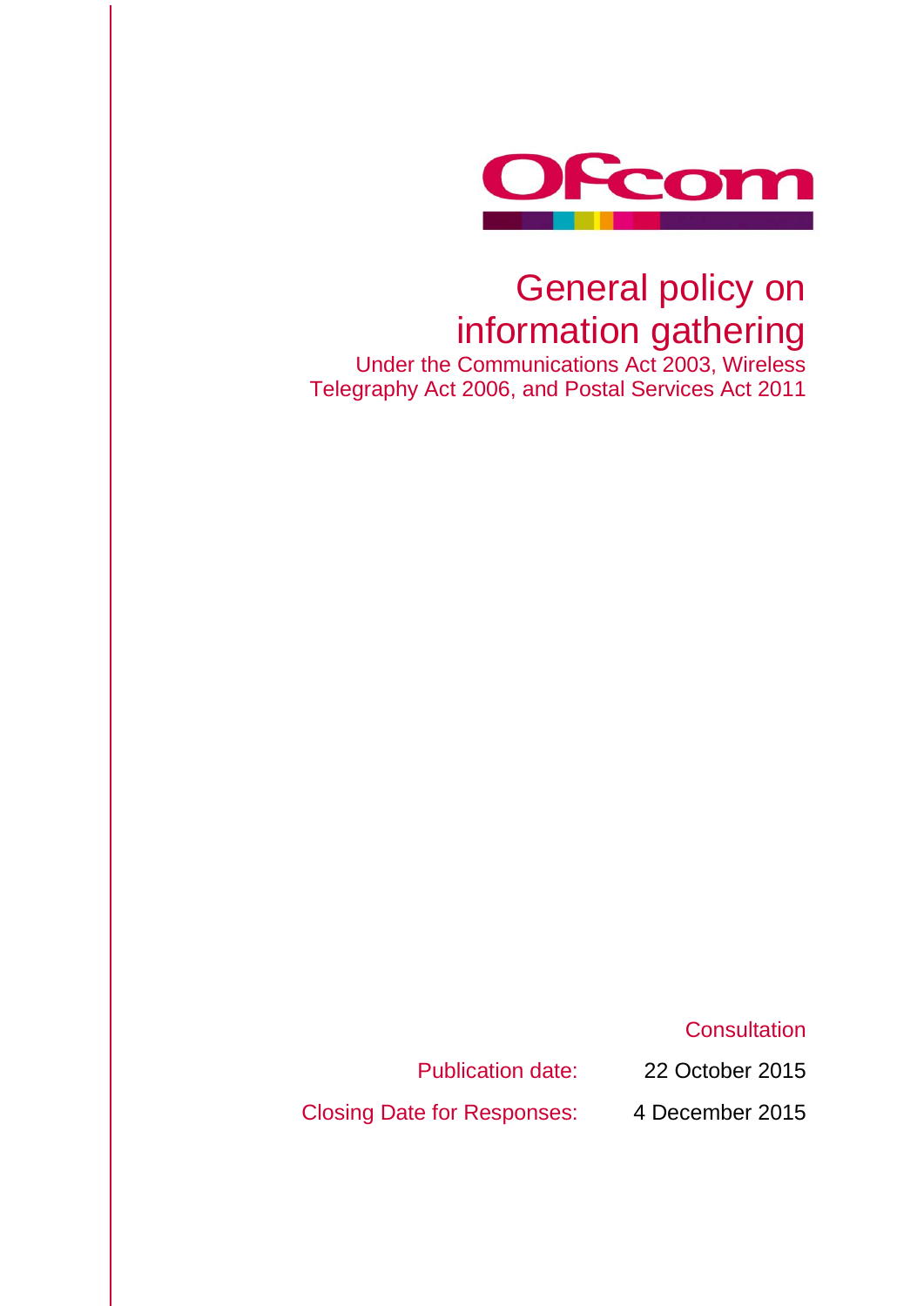Ofcom

# General policy on information gathering

## Under the Communications Act 2003, Wireless Telegraphy Act 2006, and Postal Services Act 2011

Consultation

Publication date: 22 October 2015

Closing Date for Responses: 4 December 2015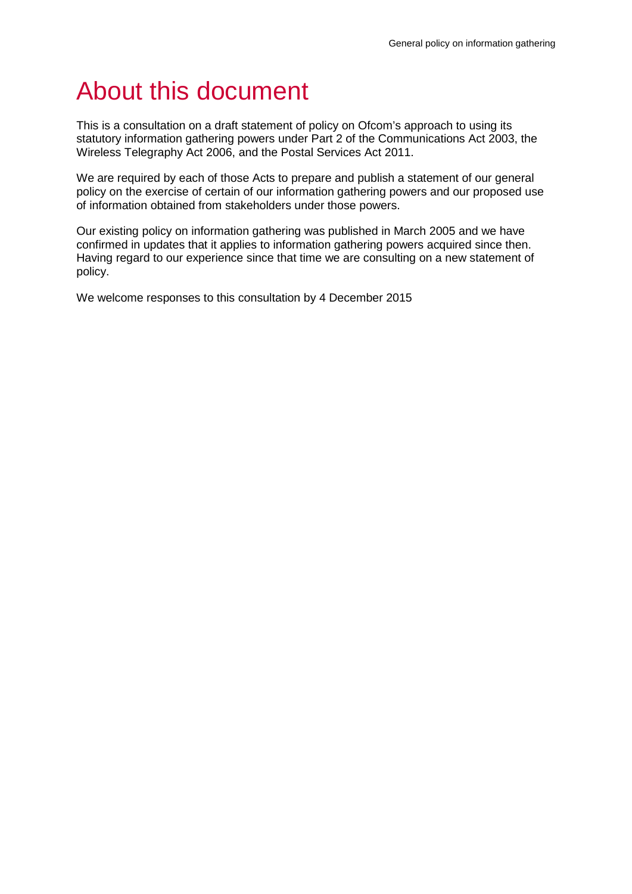# About this document

This is a consultation on a draft statement of policy on Ofcom's approach to using its statutory information gathering powers under Part 2 of the Communications Act 2003, the Wireless Telegraphy Act 2006, and the Postal Services Act 2011.

We are required by each of those Acts to prepare and publish a statement of our general policy on the exercise of certain of our information gathering powers and our proposed use of information obtained from stakeholders under those powers.

Our existing policy on information gathering was published in March 2005 and we have confirmed in updates that it applies to information gathering powers acquired since then. Having regard to our experience since that time we are consulting on a new statement of policy.

We welcome responses to this consultation by 4 December 2015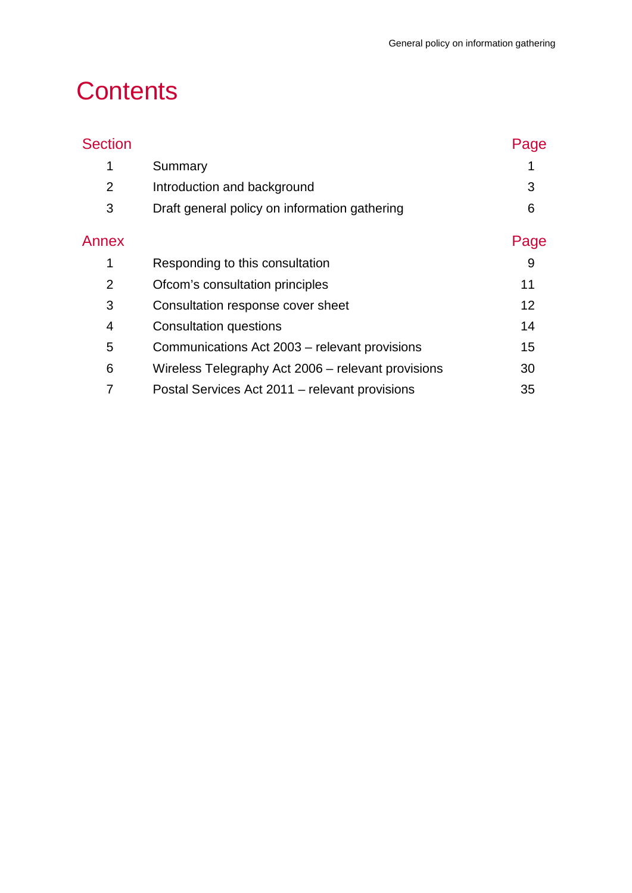# Contents

| Section | | Page |
|---|---|---|
| 1 | Summary | 1 |
| 2 | Introduction and background | 3 |
| 3 | Draft general policy on information gathering | 6 |

| Annex | | Page |
|---|---|---|
| 1 | Responding to this consultation | 9 |
| 2 | Ofcom's consultation principles | 11 |
| 3 | Consultation response cover sheet | 12 |
| 4 | Consultation questions | 14 |
| 5 | Communications Act 2003 – relevant provisions | 15 |
| 6 | Wireless Telegraphy Act 2006 – relevant provisions | 30 |
| 7 | Postal Services Act 2011 – relevant provisions | 35 |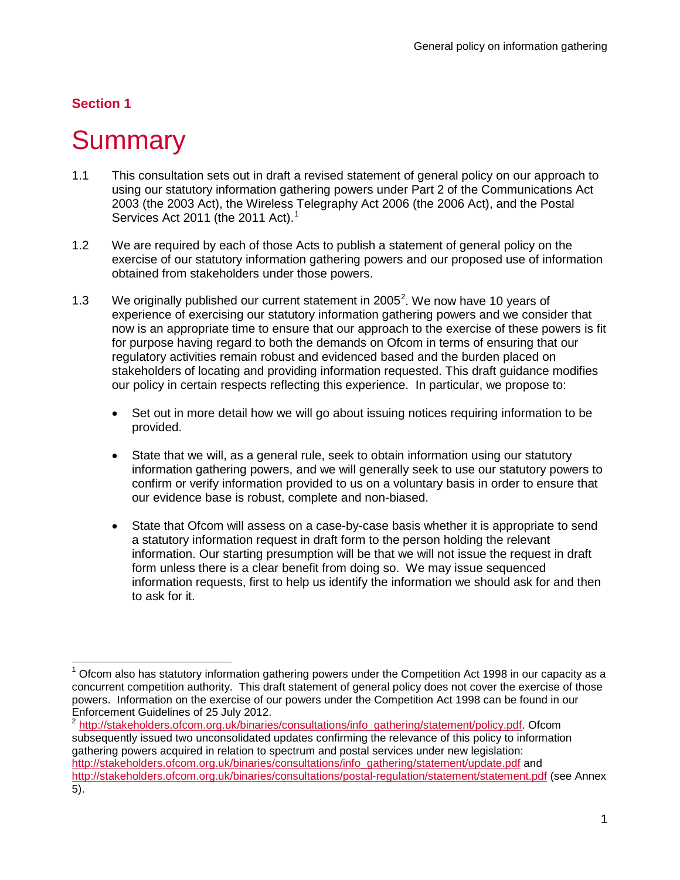## Section 1

# Summary

1.1 This consultation sets out in draft a revised statement of general policy on our approach to using our statutory information gathering powers under Part 2 of the Communications Act 2003 (the 2003 Act), the Wireless Telegraphy Act 2006 (the 2006 Act), and the Postal Services Act 2011 (the 2011 Act).[1]

1.2 We are required by each of those Acts to publish a statement of general policy on the exercise of our statutory information gathering powers and our proposed use of information obtained from stakeholders under those powers.

1.3 We originally published our current statement in 2005[2]. We now have 10 years of experience of exercising our statutory information gathering powers and we consider that now is an appropriate time to ensure that our approach to the exercise of these powers is fit for purpose having regard to both the demands on Ofcom in terms of ensuring that our regulatory activities remain robust and evidenced based and the burden placed on stakeholders of locating and providing information requested. This draft guidance modifies our policy in certain respects reflecting this experience. In particular, we propose to:

- Set out in more detail how we will go about issuing notices requiring information to be provided.
- State that we will, as a general rule, seek to obtain information using our statutory information gathering powers, and we will generally seek to use our statutory powers to confirm or verify information provided to us on a voluntary basis in order to ensure that our evidence base is robust, complete and non-biased.
- State that Ofcom will assess on a case-by-case basis whether it is appropriate to send a statutory information request in draft form to the person holding the relevant information. Our starting presumption will be that we will not issue the request in draft form unless there is a clear benefit from doing so. We may issue sequenced information requests, first to help us identify the information we should ask for and then to ask for it.

---

[1] Ofcom also has statutory information gathering powers under the Competition Act 1998 in our capacity as a concurrent competition authority. This draft statement of general policy does not cover the exercise of those powers. Information on the exercise of our powers under the Competition Act 1998 can be found in our Enforcement Guidelines of 25 July 2012.

[2] http://stakeholders.ofcom.org.uk/binaries/consultations/info_gathering/statement/policy.pdf. Ofcom subsequently issued two unconsolidated updates confirming the relevance of this policy to information gathering powers acquired in relation to spectrum and postal services under new legislation: http://stakeholders.ofcom.org.uk/binaries/consultations/info_gathering/statement/update.pdf and http://stakeholders.ofcom.org.uk/binaries/consultations/postal-regulation/statement/statement.pdf (see Annex 5).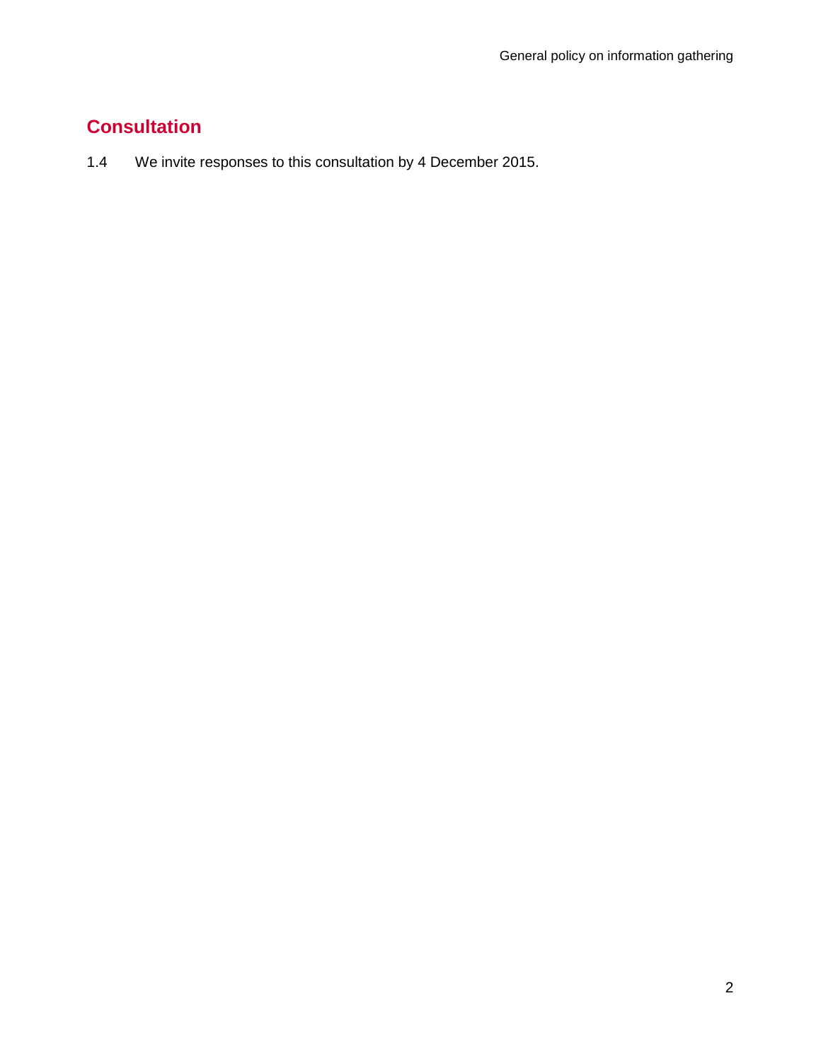## Consultation

1.4 We invite responses to this consultation by 4 December 2015.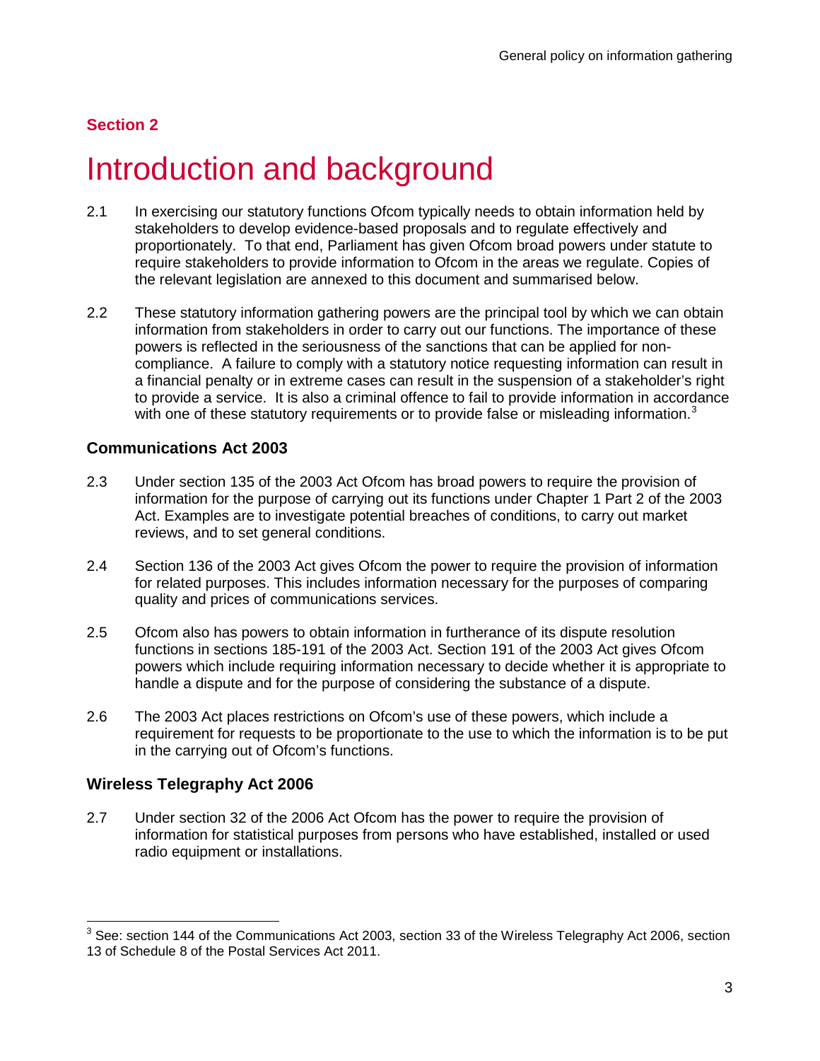**Section 2**

# Introduction and background

2.1 In exercising our statutory functions Ofcom typically needs to obtain information held by stakeholders to develop evidence-based proposals and to regulate effectively and proportionately. To that end, Parliament has given Ofcom broad powers under statute to require stakeholders to provide information to Ofcom in the areas we regulate. Copies of the relevant legislation are annexed to this document and summarised below.

2.2 These statutory information gathering powers are the principal tool by which we can obtain information from stakeholders in order to carry out our functions. The importance of these powers is reflected in the seriousness of the sanctions that can be applied for non-compliance. A failure to comply with a statutory notice requesting information can result in a financial penalty or in extreme cases can result in the suspension of a stakeholder's right to provide a service. It is also a criminal offence to fail to provide information in accordance with one of these statutory requirements or to provide false or misleading information.[3]

### Communications Act 2003

2.3 Under section 135 of the 2003 Act Ofcom has broad powers to require the provision of information for the purpose of carrying out its functions under Chapter 1 Part 2 of the 2003 Act. Examples are to investigate potential breaches of conditions, to carry out market reviews, and to set general conditions.

2.4 Section 136 of the 2003 Act gives Ofcom the power to require the provision of information for related purposes. This includes information necessary for the purposes of comparing quality and prices of communications services.

2.5 Ofcom also has powers to obtain information in furtherance of its dispute resolution functions in sections 185-191 of the 2003 Act. Section 191 of the 2003 Act gives Ofcom powers which include requiring information necessary to decide whether it is appropriate to handle a dispute and for the purpose of considering the substance of a dispute.

2.6 The 2003 Act places restrictions on Ofcom's use of these powers, which include a requirement for requests to be proportionate to the use to which the information is to be put in the carrying out of Ofcom's functions.

### Wireless Telegraphy Act 2006

2.7 Under section 32 of the 2006 Act Ofcom has the power to require the provision of information for statistical purposes from persons who have established, installed or used radio equipment or installations.

---

[3] See: section 144 of the Communications Act 2003, section 33 of the Wireless Telegraphy Act 2006, section 13 of Schedule 8 of the Postal Services Act 2011.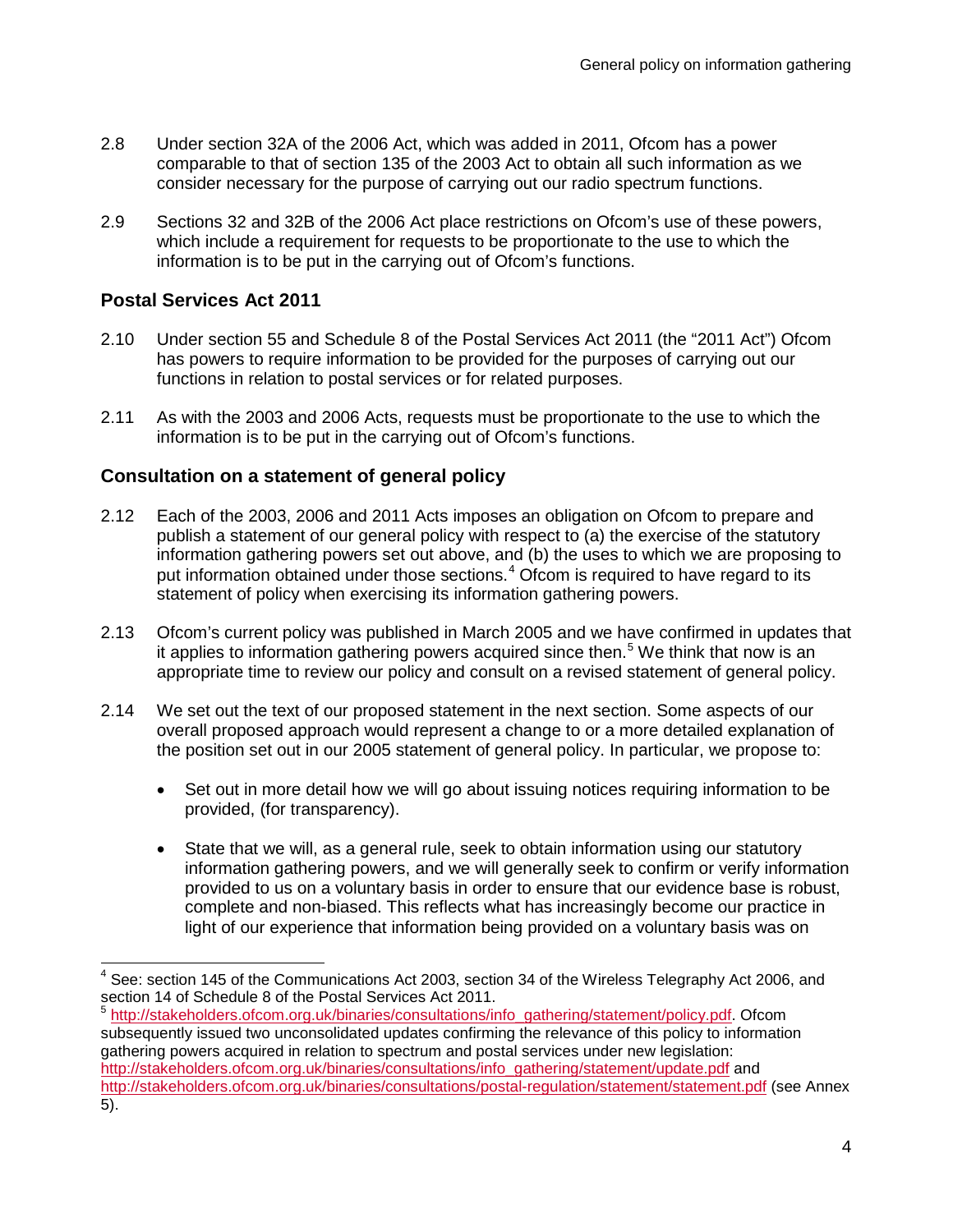2.8 Under section 32A of the 2006 Act, which was added in 2011, Ofcom has a power comparable to that of section 135 of the 2003 Act to obtain all such information as we consider necessary for the purpose of carrying out our radio spectrum functions.

2.9 Sections 32 and 32B of the 2006 Act place restrictions on Ofcom's use of these powers, which include a requirement for requests to be proportionate to the use to which the information is to be put in the carrying out of Ofcom's functions.

### Postal Services Act 2011

2.10 Under section 55 and Schedule 8 of the Postal Services Act 2011 (the "2011 Act") Ofcom has powers to require information to be provided for the purposes of carrying out our functions in relation to postal services or for related purposes.

2.11 As with the 2003 and 2006 Acts, requests must be proportionate to the use to which the information is to be put in the carrying out of Ofcom's functions.

### Consultation on a statement of general policy

2.12 Each of the 2003, 2006 and 2011 Acts imposes an obligation on Ofcom to prepare and publish a statement of our general policy with respect to (a) the exercise of the statutory information gathering powers set out above, and (b) the uses to which we are proposing to put information obtained under those sections.[4] Ofcom is required to have regard to its statement of policy when exercising its information gathering powers.

2.13 Ofcom's current policy was published in March 2005 and we have confirmed in updates that it applies to information gathering powers acquired since then.[5] We think that now is an appropriate time to review our policy and consult on a revised statement of general policy.

2.14 We set out the text of our proposed statement in the next section. Some aspects of our overall proposed approach would represent a change to or a more detailed explanation of the position set out in our 2005 statement of general policy. In particular, we propose to:

- Set out in more detail how we will go about issuing notices requiring information to be provided, (for transparency).
- State that we will, as a general rule, seek to obtain information using our statutory information gathering powers, and we will generally seek to confirm or verify information provided to us on a voluntary basis in order to ensure that our evidence base is robust, complete and non-biased. This reflects what has increasingly become our practice in light of our experience that information being provided on a voluntary basis was on

---

[4] See: section 145 of the Communications Act 2003, section 34 of the Wireless Telegraphy Act 2006, and section 14 of Schedule 8 of the Postal Services Act 2011.

[5] http://stakeholders.ofcom.org.uk/binaries/consultations/info_gathering/statement/policy.pdf. Ofcom subsequently issued two unconsolidated updates confirming the relevance of this policy to information gathering powers acquired in relation to spectrum and postal services under new legislation: http://stakeholders.ofcom.org.uk/binaries/consultations/info_gathering/statement/update.pdf and http://stakeholders.ofcom.org.uk/binaries/consultations/postal-regulation/statement/statement.pdf (see Annex 5).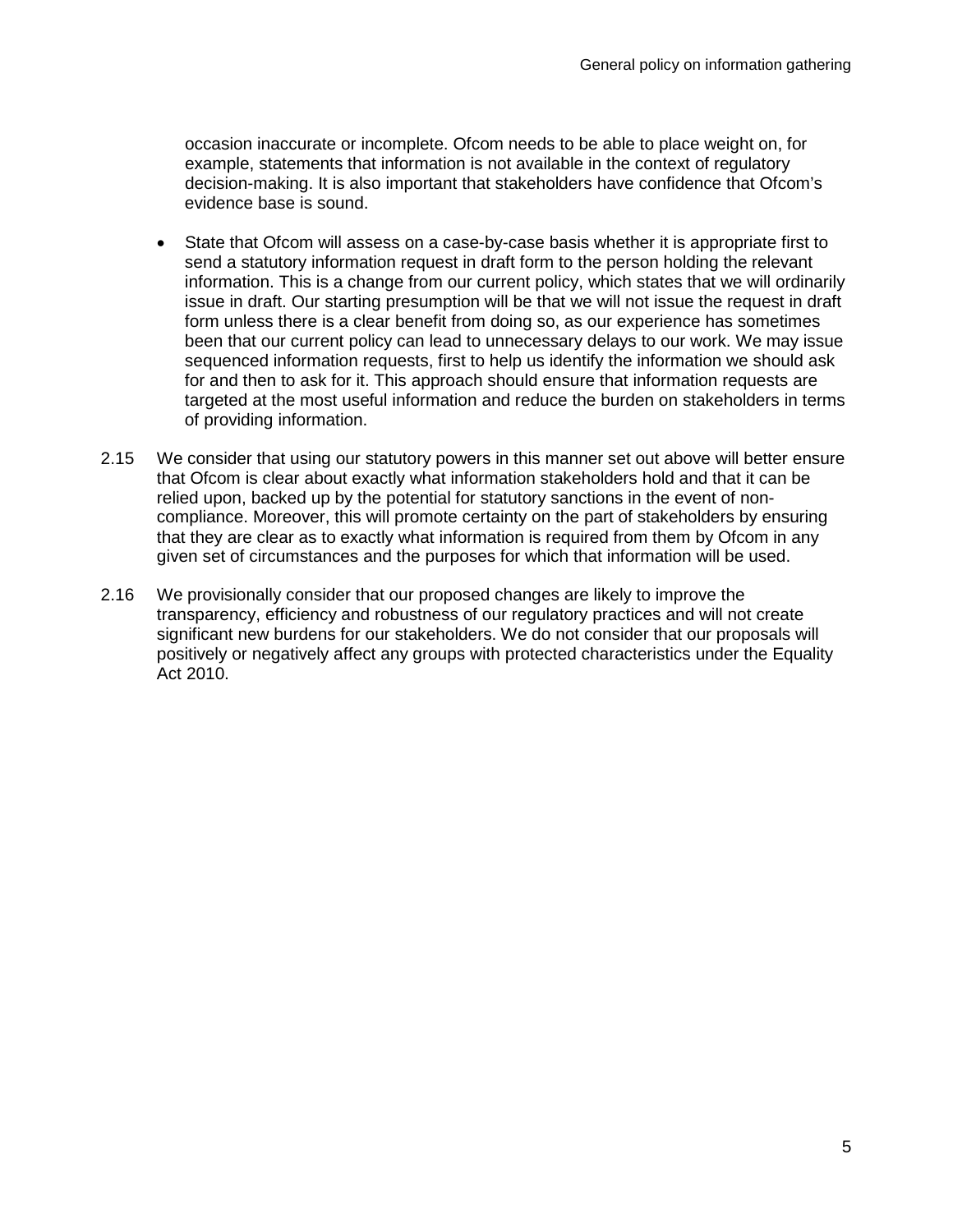occasion inaccurate or incomplete. Ofcom needs to be able to place weight on, for example, statements that information is not available in the context of regulatory decision-making. It is also important that stakeholders have confidence that Ofcom's evidence base is sound.

- State that Ofcom will assess on a case-by-case basis whether it is appropriate first to send a statutory information request in draft form to the person holding the relevant information. This is a change from our current policy, which states that we will ordinarily issue in draft. Our starting presumption will be that we will not issue the request in draft form unless there is a clear benefit from doing so, as our experience has sometimes been that our current policy can lead to unnecessary delays to our work. We may issue sequenced information requests, first to help us identify the information we should ask for and then to ask for it. This approach should ensure that information requests are targeted at the most useful information and reduce the burden on stakeholders in terms of providing information.

2.15 We consider that using our statutory powers in this manner set out above will better ensure that Ofcom is clear about exactly what information stakeholders hold and that it can be relied upon, backed up by the potential for statutory sanctions in the event of non-compliance. Moreover, this will promote certainty on the part of stakeholders by ensuring that they are clear as to exactly what information is required from them by Ofcom in any given set of circumstances and the purposes for which that information will be used.

2.16 We provisionally consider that our proposed changes are likely to improve the transparency, efficiency and robustness of our regulatory practices and will not create significant new burdens for our stakeholders. We do not consider that our proposals will positively or negatively affect any groups with protected characteristics under the Equality Act 2010.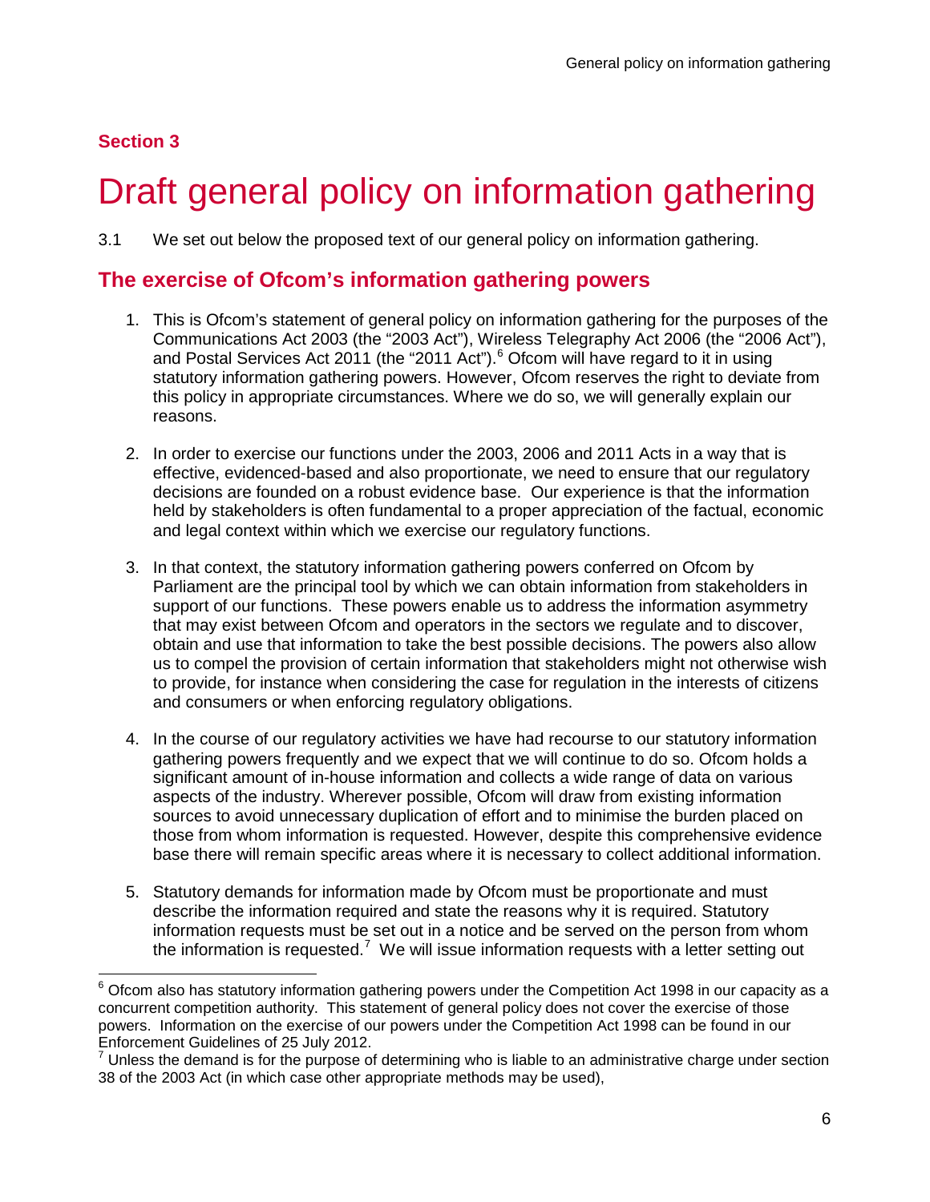**Section 3**

# Draft general policy on information gathering

3.1 We set out below the proposed text of our general policy on information gathering.

## The exercise of Ofcom's information gathering powers

1. This is Ofcom's statement of general policy on information gathering for the purposes of the Communications Act 2003 (the "2003 Act"), Wireless Telegraphy Act 2006 (the "2006 Act"), and Postal Services Act 2011 (the "2011 Act").[6] Ofcom will have regard to it in using statutory information gathering powers. However, Ofcom reserves the right to deviate from this policy in appropriate circumstances. Where we do so, we will generally explain our reasons.

2. In order to exercise our functions under the 2003, 2006 and 2011 Acts in a way that is effective, evidenced-based and also proportionate, we need to ensure that our regulatory decisions are founded on a robust evidence base. Our experience is that the information held by stakeholders is often fundamental to a proper appreciation of the factual, economic and legal context within which we exercise our regulatory functions.

3. In that context, the statutory information gathering powers conferred on Ofcom by Parliament are the principal tool by which we can obtain information from stakeholders in support of our functions. These powers enable us to address the information asymmetry that may exist between Ofcom and operators in the sectors we regulate and to discover, obtain and use that information to take the best possible decisions. The powers also allow us to compel the provision of certain information that stakeholders might not otherwise wish to provide, for instance when considering the case for regulation in the interests of citizens and consumers or when enforcing regulatory obligations.

4. In the course of our regulatory activities we have had recourse to our statutory information gathering powers frequently and we expect that we will continue to do so. Ofcom holds a significant amount of in-house information and collects a wide range of data on various aspects of the industry. Wherever possible, Ofcom will draw from existing information sources to avoid unnecessary duplication of effort and to minimise the burden placed on those from whom information is requested. However, despite this comprehensive evidence base there will remain specific areas where it is necessary to collect additional information.

5. Statutory demands for information made by Ofcom must be proportionate and must describe the information required and state the reasons why it is required. Statutory information requests must be set out in a notice and be served on the person from whom the information is requested.[7] We will issue information requests with a letter setting out

---

[6] Ofcom also has statutory information gathering powers under the Competition Act 1998 in our capacity as a concurrent competition authority. This statement of general policy does not cover the exercise of those powers. Information on the exercise of our powers under the Competition Act 1998 can be found in our Enforcement Guidelines of 25 July 2012.

[7] Unless the demand is for the purpose of determining who is liable to an administrative charge under section 38 of the 2003 Act (in which case other appropriate methods may be used),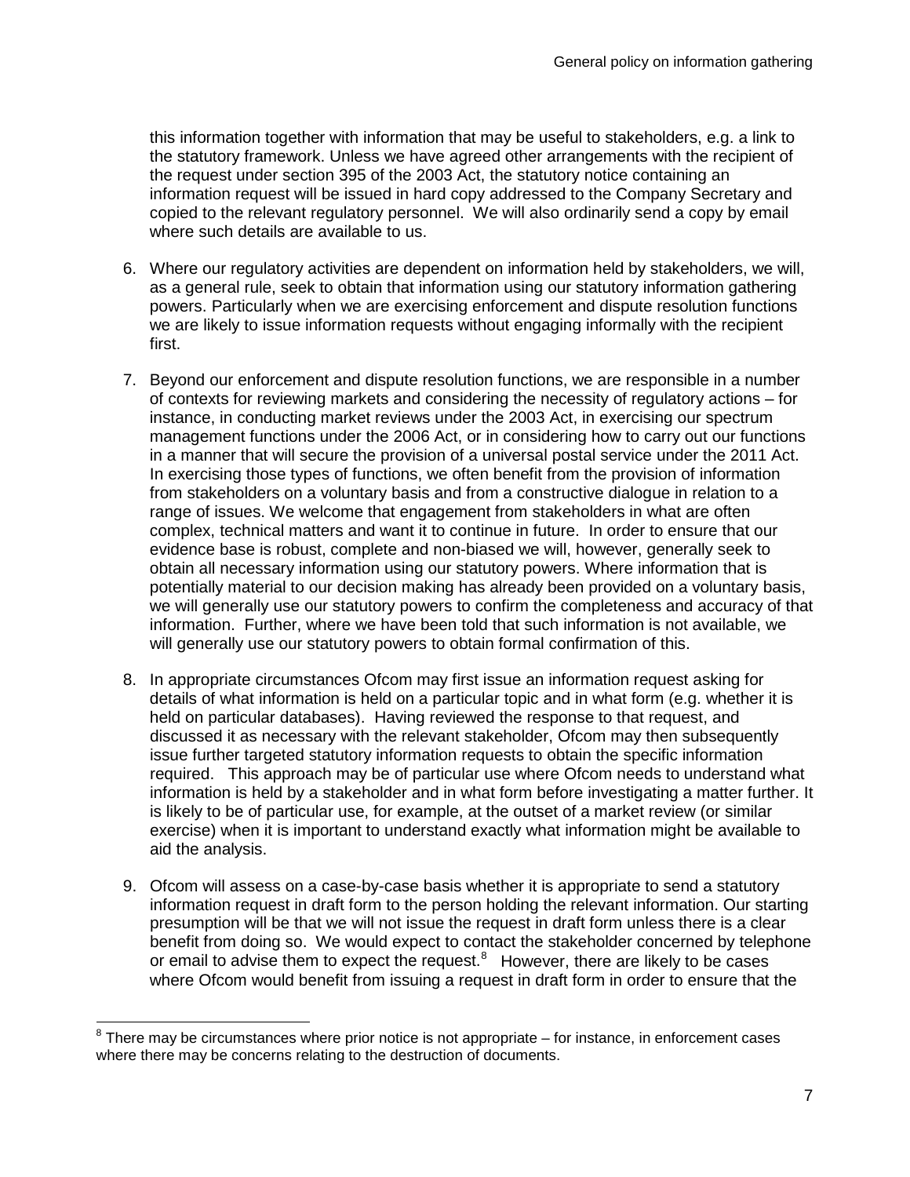this information together with information that may be useful to stakeholders, e.g. a link to the statutory framework. Unless we have agreed other arrangements with the recipient of the request under section 395 of the 2003 Act, the statutory notice containing an information request will be issued in hard copy addressed to the Company Secretary and copied to the relevant regulatory personnel. We will also ordinarily send a copy by email where such details are available to us.

6. Where our regulatory activities are dependent on information held by stakeholders, we will, as a general rule, seek to obtain that information using our statutory information gathering powers. Particularly when we are exercising enforcement and dispute resolution functions we are likely to issue information requests without engaging informally with the recipient first.

7. Beyond our enforcement and dispute resolution functions, we are responsible in a number of contexts for reviewing markets and considering the necessity of regulatory actions – for instance, in conducting market reviews under the 2003 Act, in exercising our spectrum management functions under the 2006 Act, or in considering how to carry out our functions in a manner that will secure the provision of a universal postal service under the 2011 Act. In exercising those types of functions, we often benefit from the provision of information from stakeholders on a voluntary basis and from a constructive dialogue in relation to a range of issues. We welcome that engagement from stakeholders in what are often complex, technical matters and want it to continue in future. In order to ensure that our evidence base is robust, complete and non-biased we will, however, generally seek to obtain all necessary information using our statutory powers. Where information that is potentially material to our decision making has already been provided on a voluntary basis, we will generally use our statutory powers to confirm the completeness and accuracy of that information. Further, where we have been told that such information is not available, we will generally use our statutory powers to obtain formal confirmation of this.

8. In appropriate circumstances Ofcom may first issue an information request asking for details of what information is held on a particular topic and in what form (e.g. whether it is held on particular databases). Having reviewed the response to that request, and discussed it as necessary with the relevant stakeholder, Ofcom may then subsequently issue further targeted statutory information requests to obtain the specific information required. This approach may be of particular use where Ofcom needs to understand what information is held by a stakeholder and in what form before investigating a matter further. It is likely to be of particular use, for example, at the outset of a market review (or similar exercise) when it is important to understand exactly what information might be available to aid the analysis.

9. Ofcom will assess on a case-by-case basis whether it is appropriate to send a statutory information request in draft form to the person holding the relevant information. Our starting presumption will be that we will not issue the request in draft form unless there is a clear benefit from doing so. We would expect to contact the stakeholder concerned by telephone or email to advise them to expect the request.[8] However, there are likely to be cases where Ofcom would benefit from issuing a request in draft form in order to ensure that the

[8] There may be circumstances where prior notice is not appropriate – for instance, in enforcement cases where there may be concerns relating to the destruction of documents.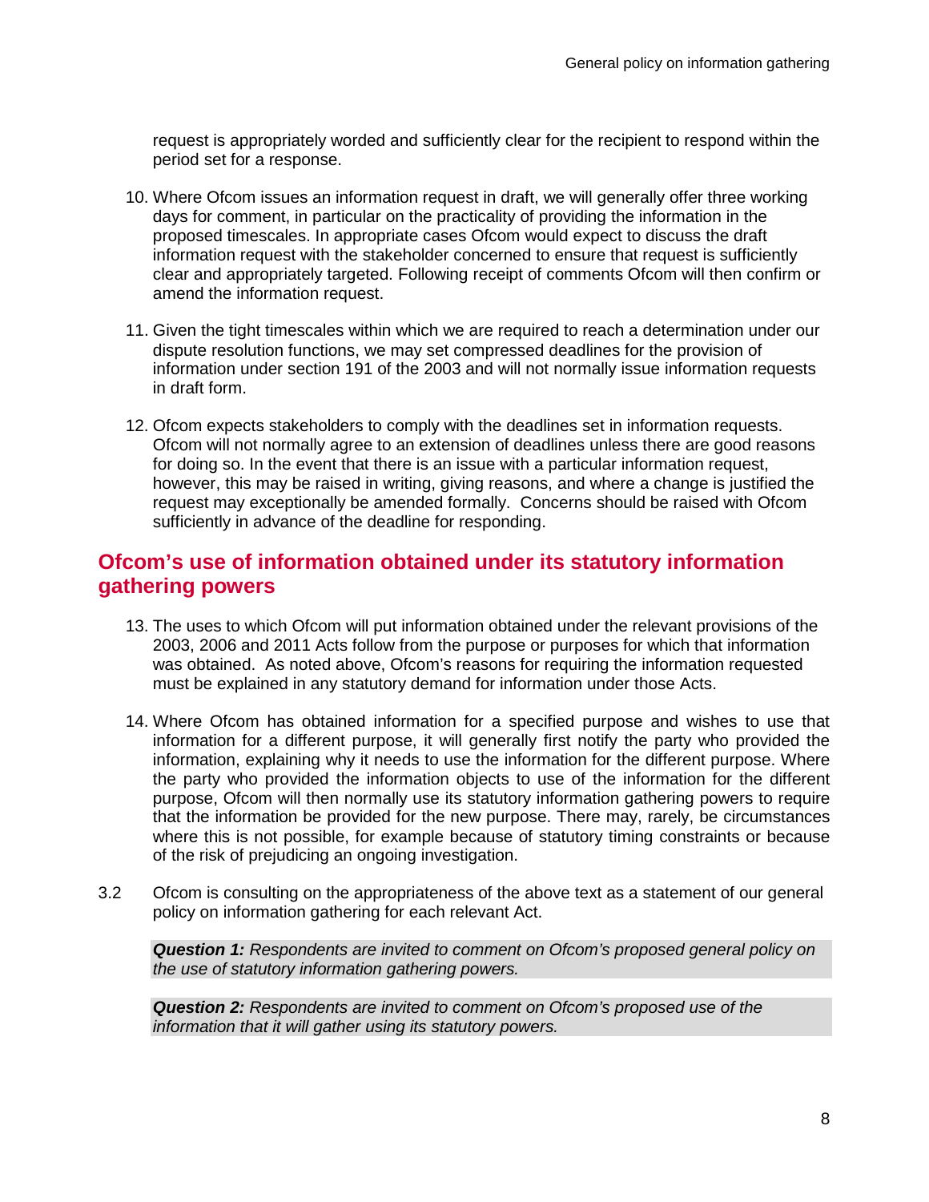request is appropriately worded and sufficiently clear for the recipient to respond within the period set for a response.

10. Where Ofcom issues an information request in draft, we will generally offer three working days for comment, in particular on the practicality of providing the information in the proposed timescales. In appropriate cases Ofcom would expect to discuss the draft information request with the stakeholder concerned to ensure that request is sufficiently clear and appropriately targeted. Following receipt of comments Ofcom will then confirm or amend the information request.

11. Given the tight timescales within which we are required to reach a determination under our dispute resolution functions, we may set compressed deadlines for the provision of information under section 191 of the 2003 and will not normally issue information requests in draft form.

12. Ofcom expects stakeholders to comply with the deadlines set in information requests. Ofcom will not normally agree to an extension of deadlines unless there are good reasons for doing so. In the event that there is an issue with a particular information request, however, this may be raised in writing, giving reasons, and where a change is justified the request may exceptionally be amended formally. Concerns should be raised with Ofcom sufficiently in advance of the deadline for responding.

## Ofcom's use of information obtained under its statutory information gathering powers

13. The uses to which Ofcom will put information obtained under the relevant provisions of the 2003, 2006 and 2011 Acts follow from the purpose or purposes for which that information was obtained. As noted above, Ofcom's reasons for requiring the information requested must be explained in any statutory demand for information under those Acts.

14. Where Ofcom has obtained information for a specified purpose and wishes to use that information for a different purpose, it will generally first notify the party who provided the information, explaining why it needs to use the information for the different purpose. Where the party who provided the information objects to use of the information for the different purpose, Ofcom will then normally use its statutory information gathering powers to require that the information be provided for the new purpose. There may, rarely, be circumstances where this is not possible, for example because of statutory timing constraints or because of the risk of prejudicing an ongoing investigation.

3.2 Ofcom is consulting on the appropriateness of the above text as a statement of our general policy on information gathering for each relevant Act.

***Question 1:*** *Respondents are invited to comment on Ofcom's proposed general policy on the use of statutory information gathering powers.*

***Question 2:*** *Respondents are invited to comment on Ofcom's proposed use of the information that it will gather using its statutory powers.*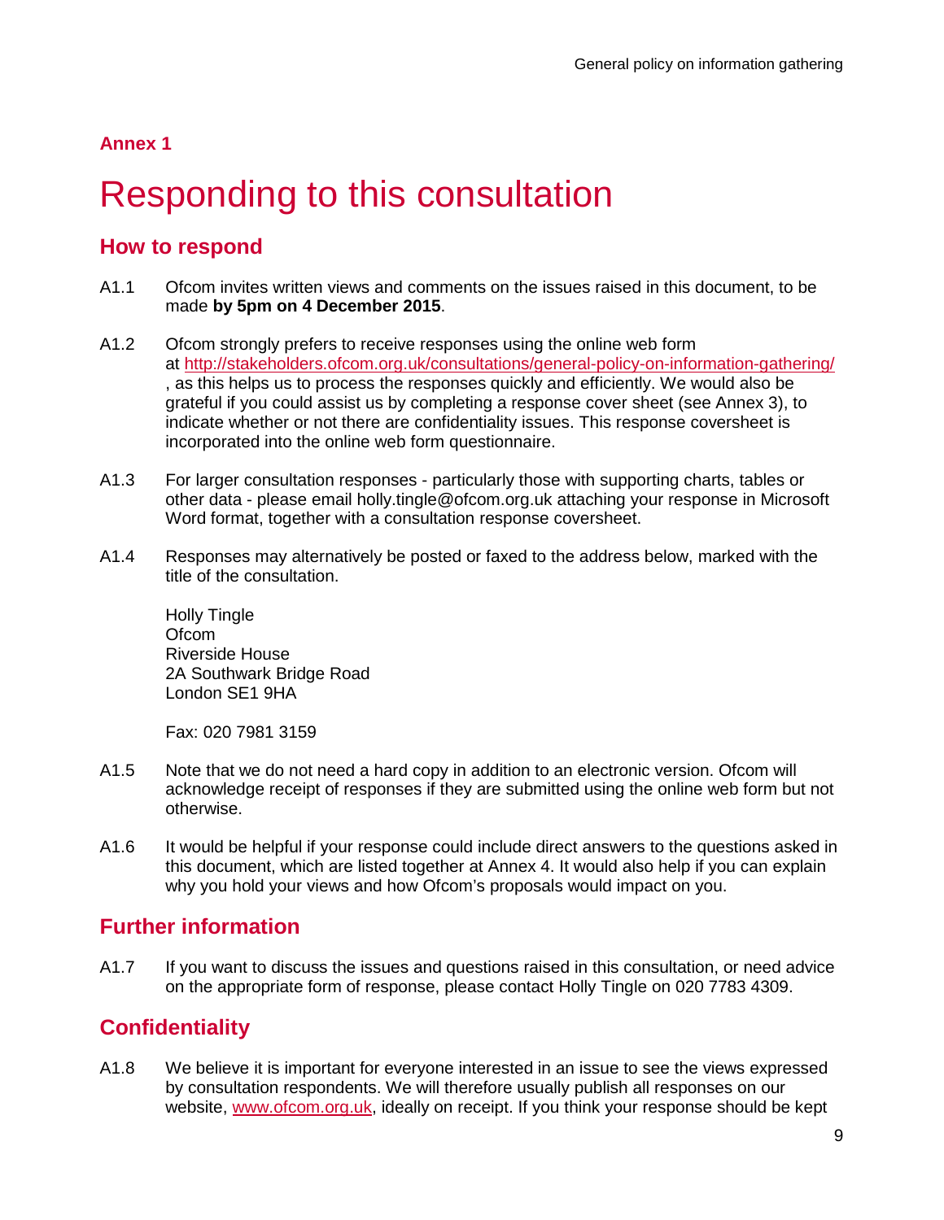**Annex 1**

# Responding to this consultation

## How to respond

A1.1 Ofcom invites written views and comments on the issues raised in this document, to be made **by 5pm on 4 December 2015**.

A1.2 Ofcom strongly prefers to receive responses using the online web form at http://stakeholders.ofcom.org.uk/consultations/general-policy-on-information-gathering/ , as this helps us to process the responses quickly and efficiently. We would also be grateful if you could assist us by completing a response cover sheet (see Annex 3), to indicate whether or not there are confidentiality issues. This response coversheet is incorporated into the online web form questionnaire.

A1.3 For larger consultation responses - particularly those with supporting charts, tables or other data - please email holly.tingle@ofcom.org.uk attaching your response in Microsoft Word format, together with a consultation response coversheet.

A1.4 Responses may alternatively be posted or faxed to the address below, marked with the title of the consultation.

Holly Tingle
Ofcom
Riverside House
2A Southwark Bridge Road
London SE1 9HA

Fax: 020 7981 3159

A1.5 Note that we do not need a hard copy in addition to an electronic version. Ofcom will acknowledge receipt of responses if they are submitted using the online web form but not otherwise.

A1.6 It would be helpful if your response could include direct answers to the questions asked in this document, which are listed together at Annex 4. It would also help if you can explain why you hold your views and how Ofcom's proposals would impact on you.

## Further information

A1.7 If you want to discuss the issues and questions raised in this consultation, or need advice on the appropriate form of response, please contact Holly Tingle on 020 7783 4309.

## Confidentiality

A1.8 We believe it is important for everyone interested in an issue to see the views expressed by consultation respondents. We will therefore usually publish all responses on our website, www.ofcom.org.uk, ideally on receipt. If you think your response should be kept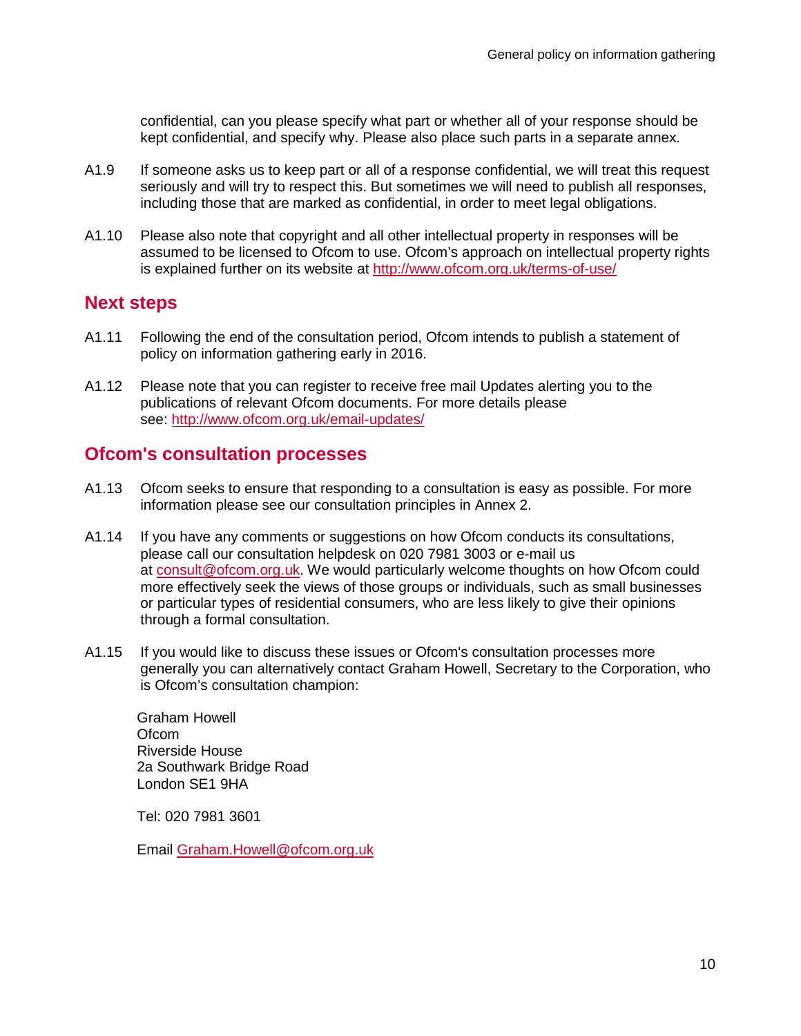confidential, can you please specify what part or whether all of your response should be kept confidential, and specify why. Please also place such parts in a separate annex.

A1.9 If someone asks us to keep part or all of a response confidential, we will treat this request seriously and will try to respect this. But sometimes we will need to publish all responses, including those that are marked as confidential, in order to meet legal obligations.

A1.10 Please also note that copyright and all other intellectual property in responses will be assumed to be licensed to Ofcom to use. Ofcom's approach on intellectual property rights is explained further on its website at http://www.ofcom.org.uk/terms-of-use/

## Next steps

A1.11 Following the end of the consultation period, Ofcom intends to publish a statement of policy on information gathering early in 2016.

A1.12 Please note that you can register to receive free mail Updates alerting you to the publications of relevant Ofcom documents. For more details please see: http://www.ofcom.org.uk/email-updates/

## Ofcom's consultation processes

A1.13 Ofcom seeks to ensure that responding to a consultation is easy as possible. For more information please see our consultation principles in Annex 2.

A1.14 If you have any comments or suggestions on how Ofcom conducts its consultations, please call our consultation helpdesk on 020 7981 3003 or e-mail us at consult@ofcom.org.uk. We would particularly welcome thoughts on how Ofcom could more effectively seek the views of those groups or individuals, such as small businesses or particular types of residential consumers, who are less likely to give their opinions through a formal consultation.

A1.15 If you would like to discuss these issues or Ofcom's consultation processes more generally you can alternatively contact Graham Howell, Secretary to the Corporation, who is Ofcom's consultation champion:

Graham Howell
Ofcom
Riverside House
2a Southwark Bridge Road
London SE1 9HA

Tel: 020 7981 3601

Email Graham.Howell@ofcom.org.uk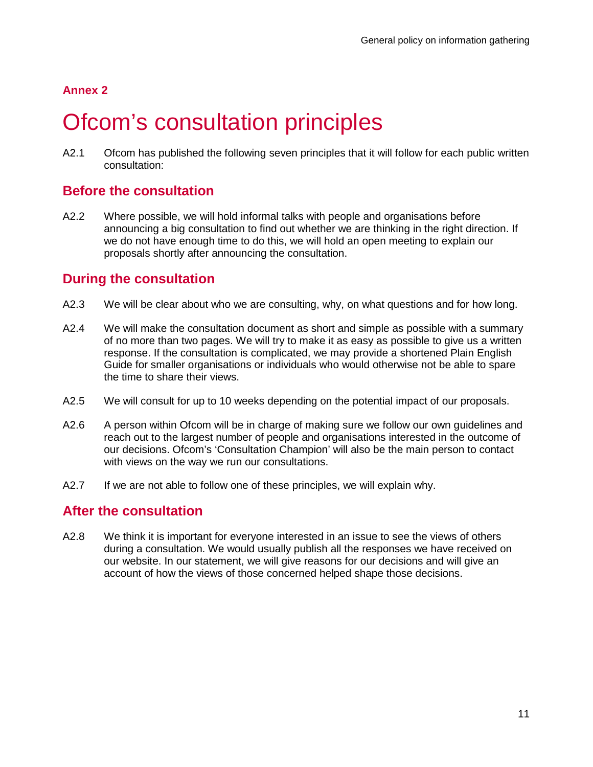**Annex 2**

# Ofcom's consultation principles

A2.1 Ofcom has published the following seven principles that it will follow for each public written consultation:

## Before the consultation

A2.2 Where possible, we will hold informal talks with people and organisations before announcing a big consultation to find out whether we are thinking in the right direction. If we do not have enough time to do this, we will hold an open meeting to explain our proposals shortly after announcing the consultation.

## During the consultation

A2.3 We will be clear about who we are consulting, why, on what questions and for how long.

A2.4 We will make the consultation document as short and simple as possible with a summary of no more than two pages. We will try to make it as easy as possible to give us a written response. If the consultation is complicated, we may provide a shortened Plain English Guide for smaller organisations or individuals who would otherwise not be able to spare the time to share their views.

A2.5 We will consult for up to 10 weeks depending on the potential impact of our proposals.

A2.6 A person within Ofcom will be in charge of making sure we follow our own guidelines and reach out to the largest number of people and organisations interested in the outcome of our decisions. Ofcom's 'Consultation Champion' will also be the main person to contact with views on the way we run our consultations.

A2.7 If we are not able to follow one of these principles, we will explain why.

## After the consultation

A2.8 We think it is important for everyone interested in an issue to see the views of others during a consultation. We would usually publish all the responses we have received on our website. In our statement, we will give reasons for our decisions and will give an account of how the views of those concerned helped shape those decisions.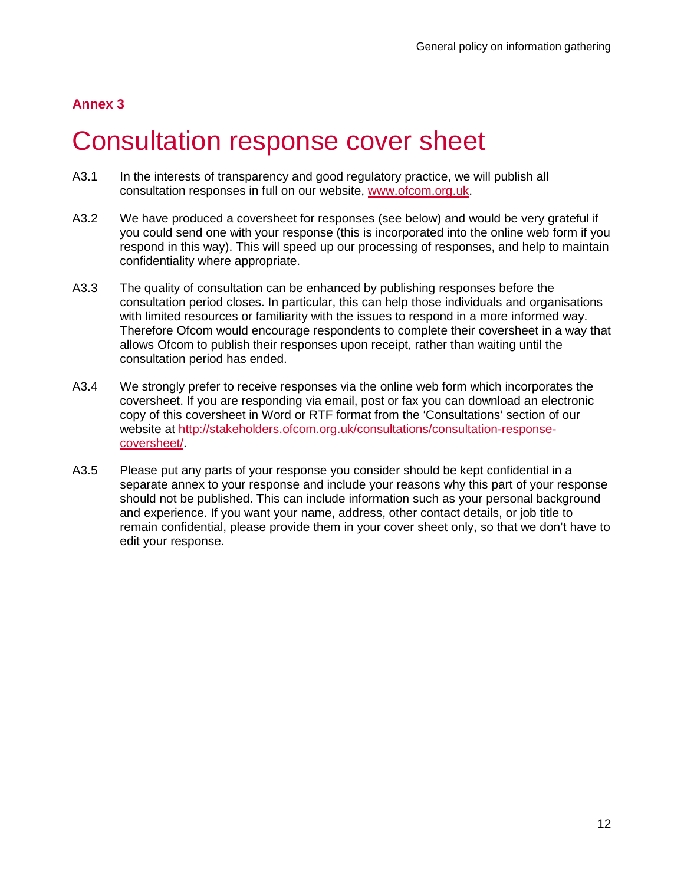**Annex 3**

# Consultation response cover sheet

A3.1 In the interests of transparency and good regulatory practice, we will publish all consultation responses in full on our website, www.ofcom.org.uk.

A3.2 We have produced a coversheet for responses (see below) and would be very grateful if you could send one with your response (this is incorporated into the online web form if you respond in this way). This will speed up our processing of responses, and help to maintain confidentiality where appropriate.

A3.3 The quality of consultation can be enhanced by publishing responses before the consultation period closes. In particular, this can help those individuals and organisations with limited resources or familiarity with the issues to respond in a more informed way. Therefore Ofcom would encourage respondents to complete their coversheet in a way that allows Ofcom to publish their responses upon receipt, rather than waiting until the consultation period has ended.

A3.4 We strongly prefer to receive responses via the online web form which incorporates the coversheet. If you are responding via email, post or fax you can download an electronic copy of this coversheet in Word or RTF format from the 'Consultations' section of our website at http://stakeholders.ofcom.org.uk/consultations/consultation-response-coversheet/.

A3.5 Please put any parts of your response you consider should be kept confidential in a separate annex to your response and include your reasons why this part of your response should not be published. This can include information such as your personal background and experience. If you want your name, address, other contact details, or job title to remain confidential, please provide them in your cover sheet only, so that we don't have to edit your response.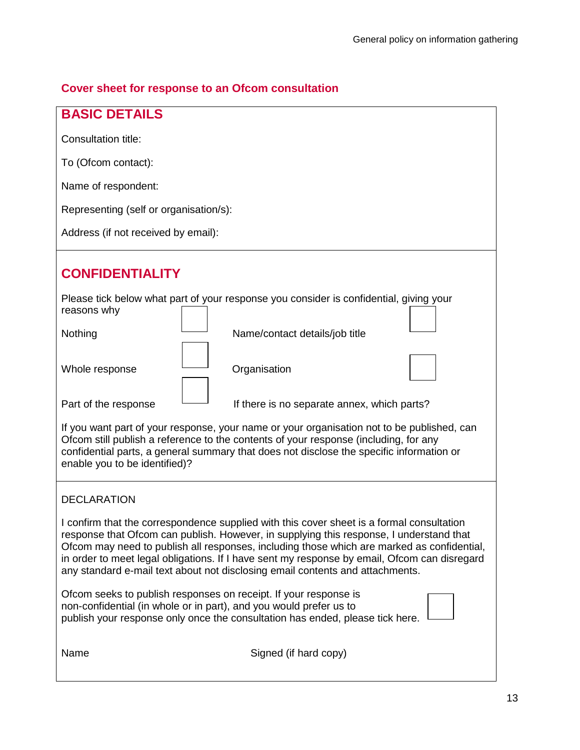## Cover sheet for response to an Ofcom consultation

### BASIC DETAILS

Consultation title:

To (Ofcom contact):

Name of respondent:

Representing (self or organisation/s):

Address (if not received by email):

### CONFIDENTIALITY

Please tick below what part of your response you consider is confidential, giving your reasons why

| | | | |
|---|---|---|---|
| Nothing | ☐ | Name/contact details/job title | ☐ |
| Whole response | ☐ | Organisation | ☐ |
| Part of the response | ☐ | If there is no separate annex, which parts? | |

If you want part of your response, your name or your organisation not to be published, can Ofcom still publish a reference to the contents of your response (including, for any confidential parts, a general summary that does not disclose the specific information or enable you to be identified)?

DECLARATION

I confirm that the correspondence supplied with this cover sheet is a formal consultation response that Ofcom can publish. However, in supplying this response, I understand that Ofcom may need to publish all responses, including those which are marked as confidential, in order to meet legal obligations. If I have sent my response by email, Ofcom can disregard any standard e-mail text about not disclosing email contents and attachments.

Ofcom seeks to publish responses on receipt. If your response is non-confidential (in whole or in part), and you would prefer us to publish your response only once the consultation has ended, please tick here. ☐

Name &nbsp;&nbsp;&nbsp;&nbsp;&nbsp;&nbsp;&nbsp;&nbsp;&nbsp;&nbsp;&nbsp;&nbsp;&nbsp;&nbsp;&nbsp;&nbsp; Signed (if hard copy)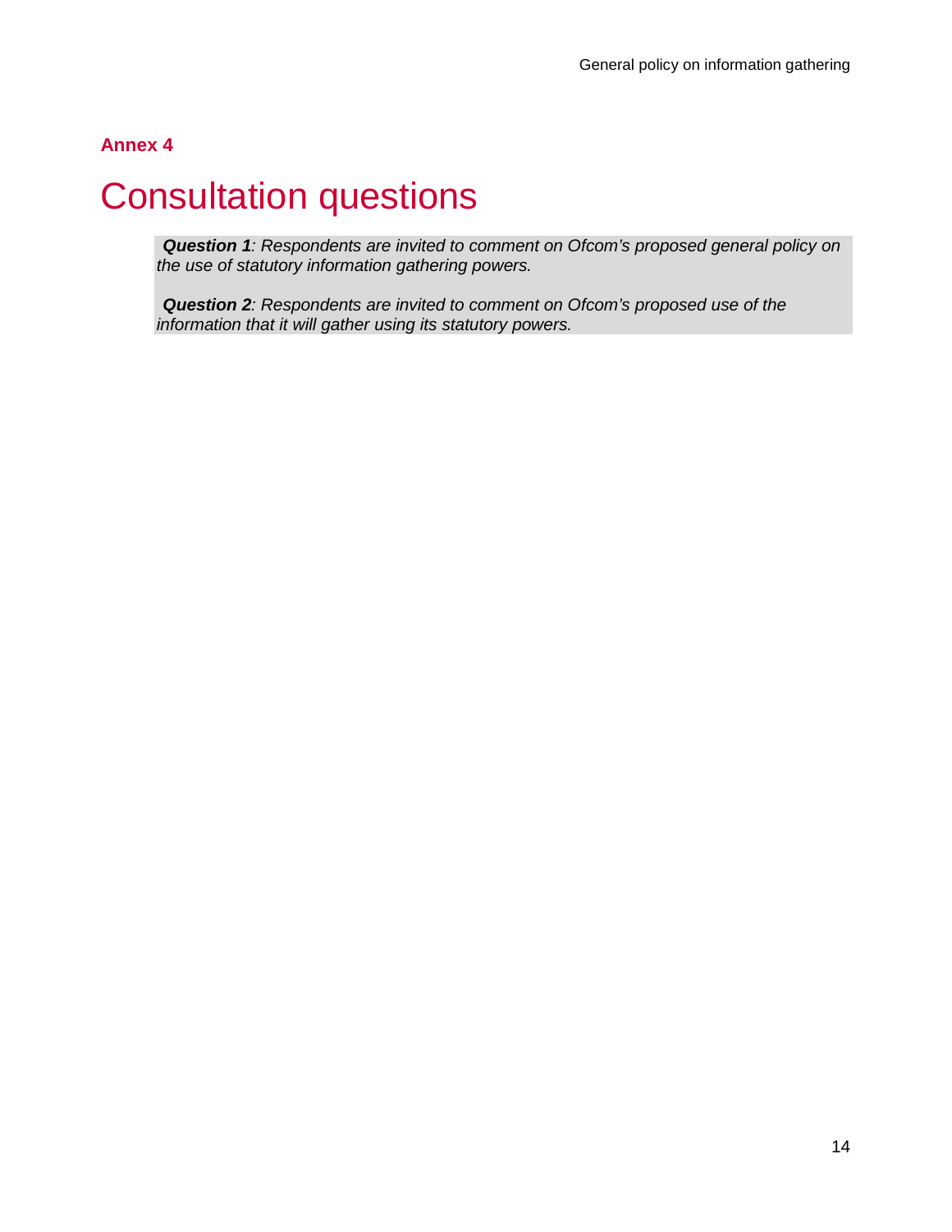**Annex 4**

# Consultation questions

***Question 1****: Respondents are invited to comment on Ofcom's proposed general policy on the use of statutory information gathering powers.*

***Question 2****: Respondents are invited to comment on Ofcom's proposed use of the information that it will gather using its statutory powers.*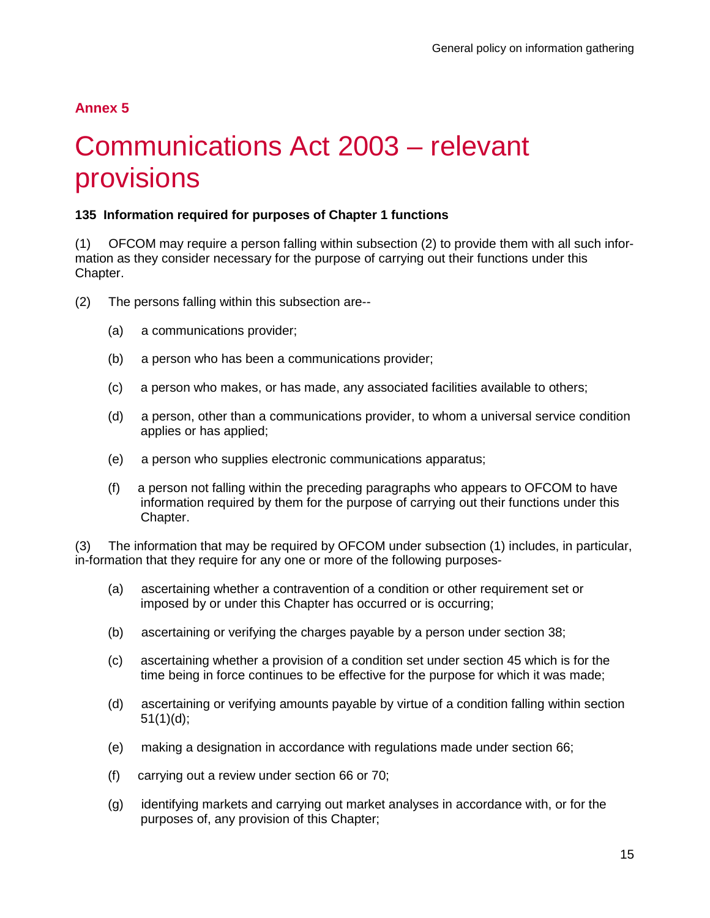## Annex 5

# Communications Act 2003 – relevant provisions

**135 Information required for purposes of Chapter 1 functions**

(1) OFCOM may require a person falling within subsection (2) to provide them with all such information as they consider necessary for the purpose of carrying out their functions under this Chapter.

(2) The persons falling within this subsection are--

(a) a communications provider;

(b) a person who has been a communications provider;

(c) a person who makes, or has made, any associated facilities available to others;

(d) a person, other than a communications provider, to whom a universal service condition applies or has applied;

(e) a person who supplies electronic communications apparatus;

(f) a person not falling within the preceding paragraphs who appears to OFCOM to have information required by them for the purpose of carrying out their functions under this Chapter.

(3) The information that may be required by OFCOM under subsection (1) includes, in particular, in-formation that they require for any one or more of the following purposes-

(a) ascertaining whether a contravention of a condition or other requirement set or imposed by or under this Chapter has occurred or is occurring;

(b) ascertaining or verifying the charges payable by a person under section 38;

(c) ascertaining whether a provision of a condition set under section 45 which is for the time being in force continues to be effective for the purpose for which it was made;

(d) ascertaining or verifying amounts payable by virtue of a condition falling within section 51(1)(d);

(e) making a designation in accordance with regulations made under section 66;

(f) carrying out a review under section 66 or 70;

(g) identifying markets and carrying out market analyses in accordance with, or for the purposes of, any provision of this Chapter;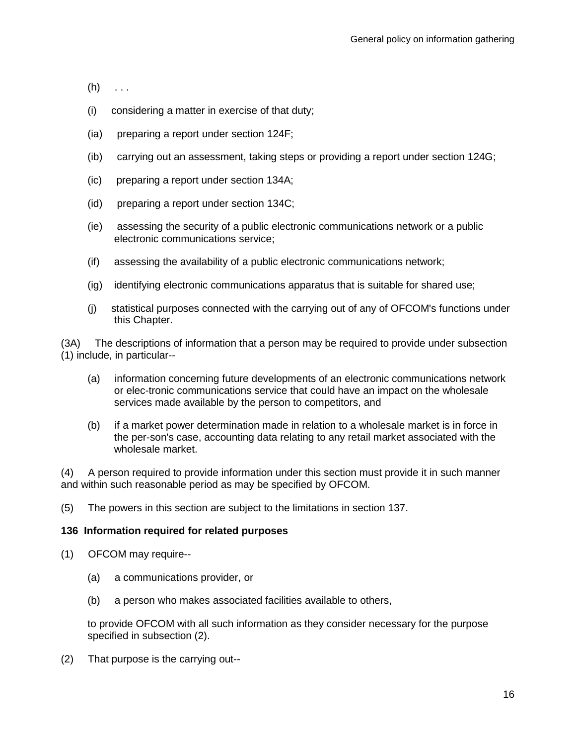(h) . . .

(i) considering a matter in exercise of that duty;

(ia) preparing a report under section 124F;

(ib) carrying out an assessment, taking steps or providing a report under section 124G;

(ic) preparing a report under section 134A;

(id) preparing a report under section 134C;

(ie) assessing the security of a public electronic communications network or a public electronic communications service;

(if) assessing the availability of a public electronic communications network;

(ig) identifying electronic communications apparatus that is suitable for shared use;

(j) statistical purposes connected with the carrying out of any of OFCOM's functions under this Chapter.

(3A) The descriptions of information that a person may be required to provide under subsection (1) include, in particular--

(a) information concerning future developments of an electronic communications network or elec-tronic communications service that could have an impact on the wholesale services made available by the person to competitors, and

(b) if a market power determination made in relation to a wholesale market is in force in the per-son's case, accounting data relating to any retail market associated with the wholesale market.

(4) A person required to provide information under this section must provide it in such manner and within such reasonable period as may be specified by OFCOM.

(5) The powers in this section are subject to the limitations in section 137.

**136 Information required for related purposes**

(1) OFCOM may require--

(a) a communications provider, or

(b) a person who makes associated facilities available to others,

to provide OFCOM with all such information as they consider necessary for the purpose specified in subsection (2).

(2) That purpose is the carrying out--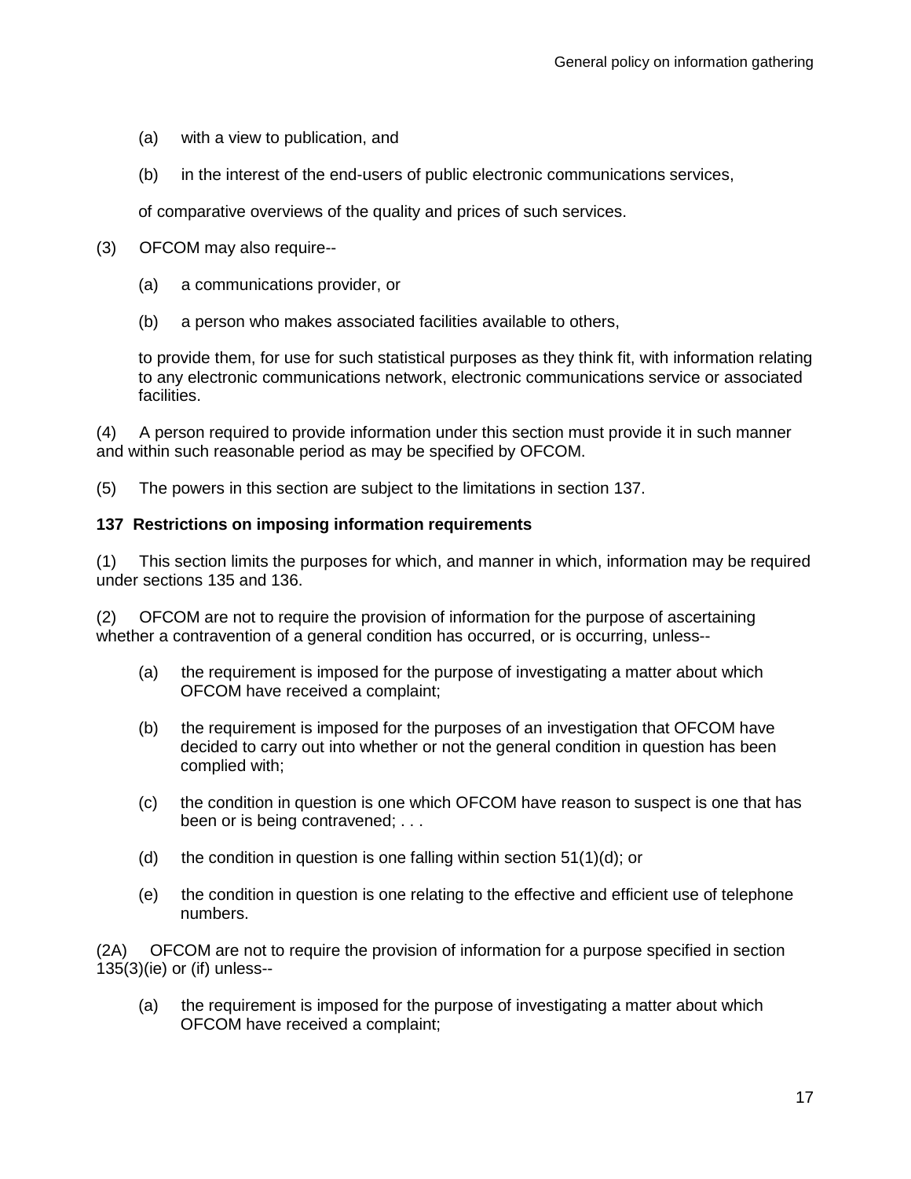(a) with a view to publication, and

(b) in the interest of the end-users of public electronic communications services,

of comparative overviews of the quality and prices of such services.

(3) OFCOM may also require--

(a) a communications provider, or

(b) a person who makes associated facilities available to others,

to provide them, for use for such statistical purposes as they think fit, with information relating to any electronic communications network, electronic communications service or associated facilities.

(4) A person required to provide information under this section must provide it in such manner and within such reasonable period as may be specified by OFCOM.

(5) The powers in this section are subject to the limitations in section 137.

**137 Restrictions on imposing information requirements**

(1) This section limits the purposes for which, and manner in which, information may be required under sections 135 and 136.

(2) OFCOM are not to require the provision of information for the purpose of ascertaining whether a contravention of a general condition has occurred, or is occurring, unless--

(a) the requirement is imposed for the purpose of investigating a matter about which OFCOM have received a complaint;

(b) the requirement is imposed for the purposes of an investigation that OFCOM have decided to carry out into whether or not the general condition in question has been complied with;

(c) the condition in question is one which OFCOM have reason to suspect is one that has been or is being contravened; . . .

(d) the condition in question is one falling within section 51(1)(d); or

(e) the condition in question is one relating to the effective and efficient use of telephone numbers.

(2A) OFCOM are not to require the provision of information for a purpose specified in section 135(3)(ie) or (if) unless--

(a) the requirement is imposed for the purpose of investigating a matter about which OFCOM have received a complaint;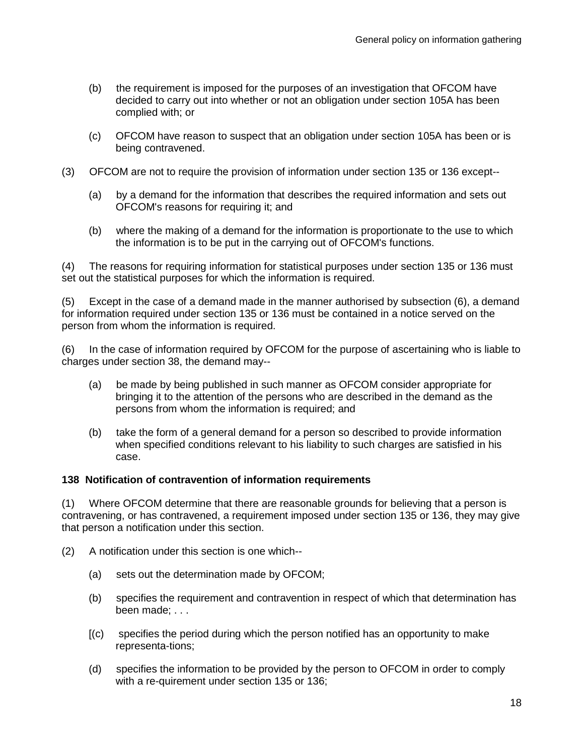(b) the requirement is imposed for the purposes of an investigation that OFCOM have decided to carry out into whether or not an obligation under section 105A has been complied with; or

(c) OFCOM have reason to suspect that an obligation under section 105A has been or is being contravened.

(3) OFCOM are not to require the provision of information under section 135 or 136 except--

(a) by a demand for the information that describes the required information and sets out OFCOM's reasons for requiring it; and

(b) where the making of a demand for the information is proportionate to the use to which the information is to be put in the carrying out of OFCOM's functions.

(4) The reasons for requiring information for statistical purposes under section 135 or 136 must set out the statistical purposes for which the information is required.

(5) Except in the case of a demand made in the manner authorised by subsection (6), a demand for information required under section 135 or 136 must be contained in a notice served on the person from whom the information is required.

(6) In the case of information required by OFCOM for the purpose of ascertaining who is liable to charges under section 38, the demand may--

(a) be made by being published in such manner as OFCOM consider appropriate for bringing it to the attention of the persons who are described in the demand as the persons from whom the information is required; and

(b) take the form of a general demand for a person so described to provide information when specified conditions relevant to his liability to such charges are satisfied in his case.

**138 Notification of contravention of information requirements**

(1) Where OFCOM determine that there are reasonable grounds for believing that a person is contravening, or has contravened, a requirement imposed under section 135 or 136, they may give that person a notification under this section.

(2) A notification under this section is one which--

(a) sets out the determination made by OFCOM;

(b) specifies the requirement and contravention in respect of which that determination has been made; . . .

[(c) specifies the period during which the person notified has an opportunity to make representa-tions;

(d) specifies the information to be provided by the person to OFCOM in order to comply with a re-quirement under section 135 or 136;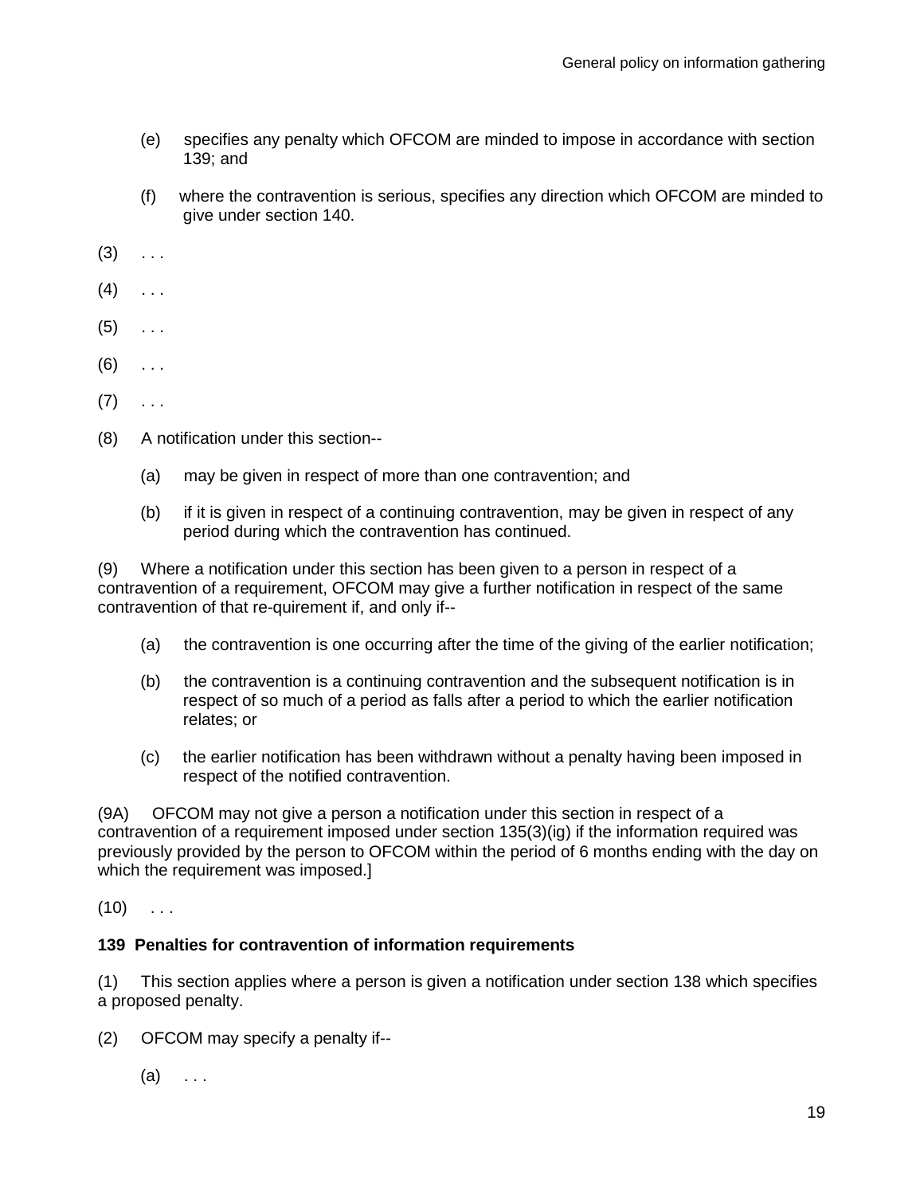(e) specifies any penalty which OFCOM are minded to impose in accordance with section 139; and

(f) where the contravention is serious, specifies any direction which OFCOM are minded to give under section 140.

(3) . . .

(4) . . .

(5) . . .

(6) . . .

(7) . . .

(8) A notification under this section--

(a) may be given in respect of more than one contravention; and

(b) if it is given in respect of a continuing contravention, may be given in respect of any period during which the contravention has continued.

(9) Where a notification under this section has been given to a person in respect of a contravention of a requirement, OFCOM may give a further notification in respect of the same contravention of that re-quirement if, and only if--

(a) the contravention is one occurring after the time of the giving of the earlier notification;

(b) the contravention is a continuing contravention and the subsequent notification is in respect of so much of a period as falls after a period to which the earlier notification relates; or

(c) the earlier notification has been withdrawn without a penalty having been imposed in respect of the notified contravention.

(9A) OFCOM may not give a person a notification under this section in respect of a contravention of a requirement imposed under section 135(3)(ig) if the information required was previously provided by the person to OFCOM within the period of 6 months ending with the day on which the requirement was imposed.]

(10) . . .

**139 Penalties for contravention of information requirements**

(1) This section applies where a person is given a notification under section 138 which specifies a proposed penalty.

(2) OFCOM may specify a penalty if--

(a) . . .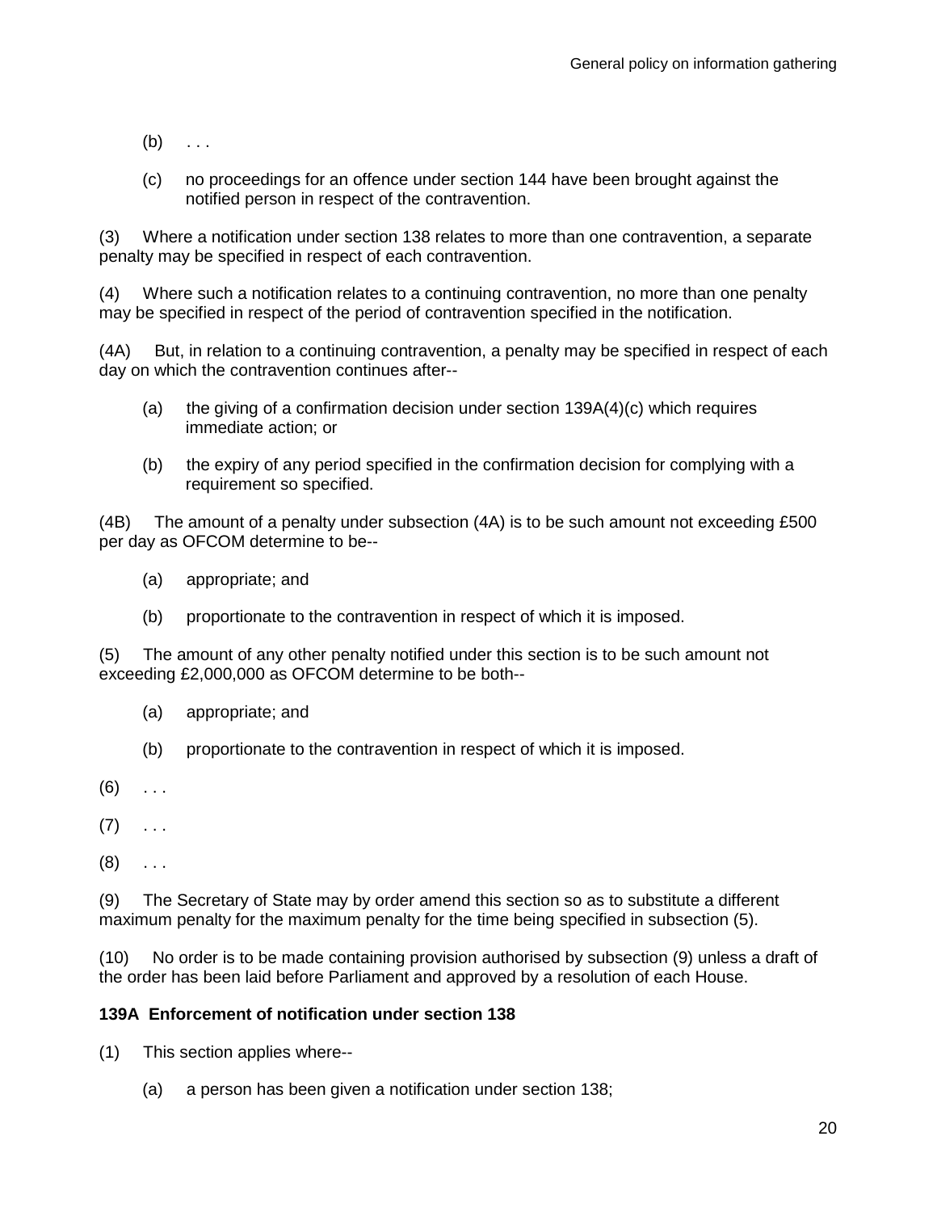(b) . . .

(c) no proceedings for an offence under section 144 have been brought against the notified person in respect of the contravention.

(3) Where a notification under section 138 relates to more than one contravention, a separate penalty may be specified in respect of each contravention.

(4) Where such a notification relates to a continuing contravention, no more than one penalty may be specified in respect of the period of contravention specified in the notification.

(4A) But, in relation to a continuing contravention, a penalty may be specified in respect of each day on which the contravention continues after--

(a) the giving of a confirmation decision under section 139A(4)(c) which requires immediate action; or

(b) the expiry of any period specified in the confirmation decision for complying with a requirement so specified.

(4B) The amount of a penalty under subsection (4A) is to be such amount not exceeding £500 per day as OFCOM determine to be--

(a) appropriate; and

(b) proportionate to the contravention in respect of which it is imposed.

(5) The amount of any other penalty notified under this section is to be such amount not exceeding £2,000,000 as OFCOM determine to be both--

(a) appropriate; and

(b) proportionate to the contravention in respect of which it is imposed.

(6) . . .

(7) . . .

(8) . . .

(9) The Secretary of State may by order amend this section so as to substitute a different maximum penalty for the maximum penalty for the time being specified in subsection (5).

(10) No order is to be made containing provision authorised by subsection (9) unless a draft of the order has been laid before Parliament and approved by a resolution of each House.

**139A Enforcement of notification under section 138**

(1) This section applies where--

(a) a person has been given a notification under section 138;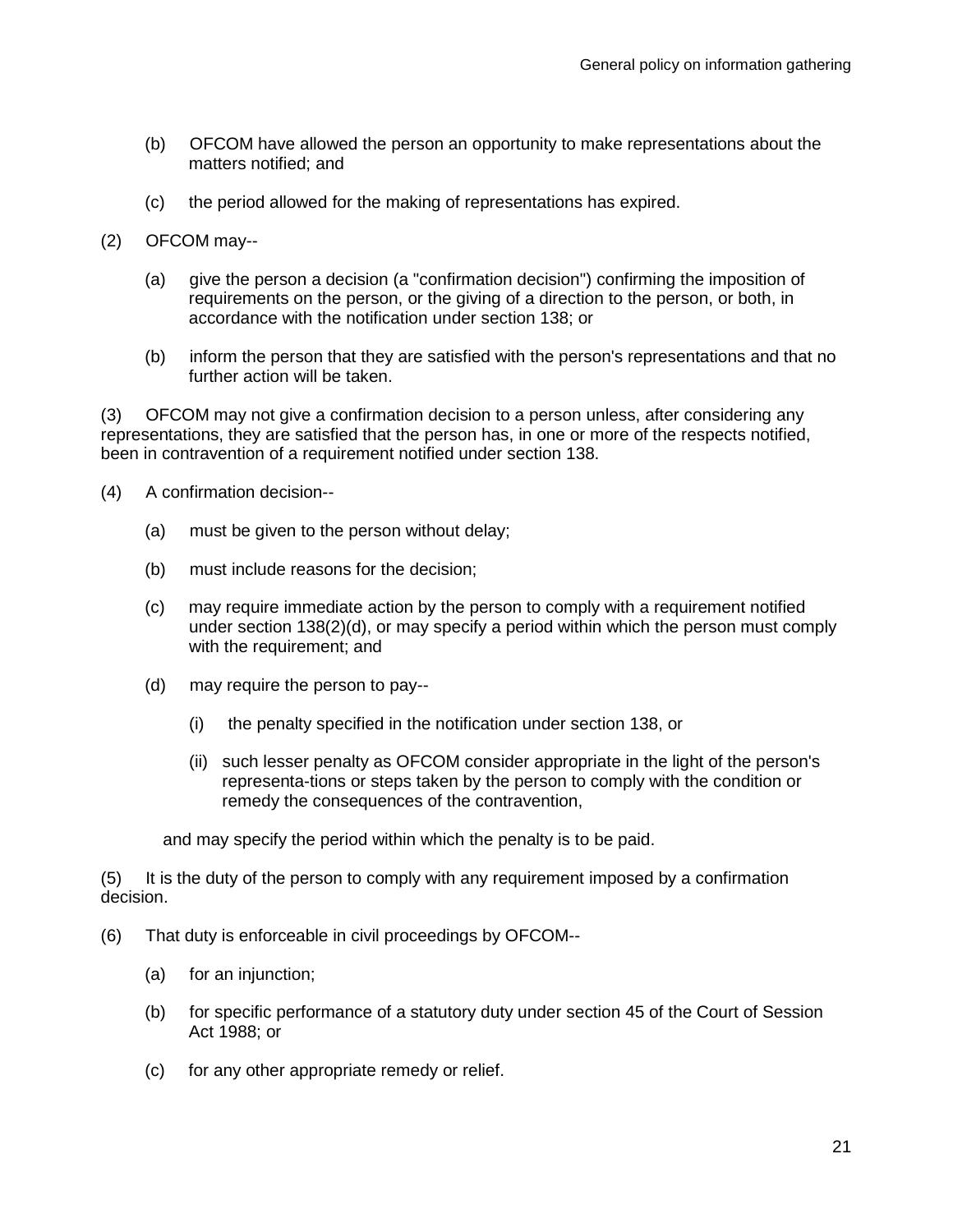(b) OFCOM have allowed the person an opportunity to make representations about the matters notified; and

(c) the period allowed for the making of representations has expired.

(2) OFCOM may--

(a) give the person a decision (a "confirmation decision") confirming the imposition of requirements on the person, or the giving of a direction to the person, or both, in accordance with the notification under section 138; or

(b) inform the person that they are satisfied with the person's representations and that no further action will be taken.

(3) OFCOM may not give a confirmation decision to a person unless, after considering any representations, they are satisfied that the person has, in one or more of the respects notified, been in contravention of a requirement notified under section 138.

(4) A confirmation decision--

(a) must be given to the person without delay;

(b) must include reasons for the decision;

(c) may require immediate action by the person to comply with a requirement notified under section 138(2)(d), or may specify a period within which the person must comply with the requirement; and

(d) may require the person to pay--

(i) the penalty specified in the notification under section 138, or

(ii) such lesser penalty as OFCOM consider appropriate in the light of the person's representa-tions or steps taken by the person to comply with the condition or remedy the consequences of the contravention,

and may specify the period within which the penalty is to be paid.

(5) It is the duty of the person to comply with any requirement imposed by a confirmation decision.

(6) That duty is enforceable in civil proceedings by OFCOM--

(a) for an injunction;

(b) for specific performance of a statutory duty under section 45 of the Court of Session Act 1988; or

(c) for any other appropriate remedy or relief.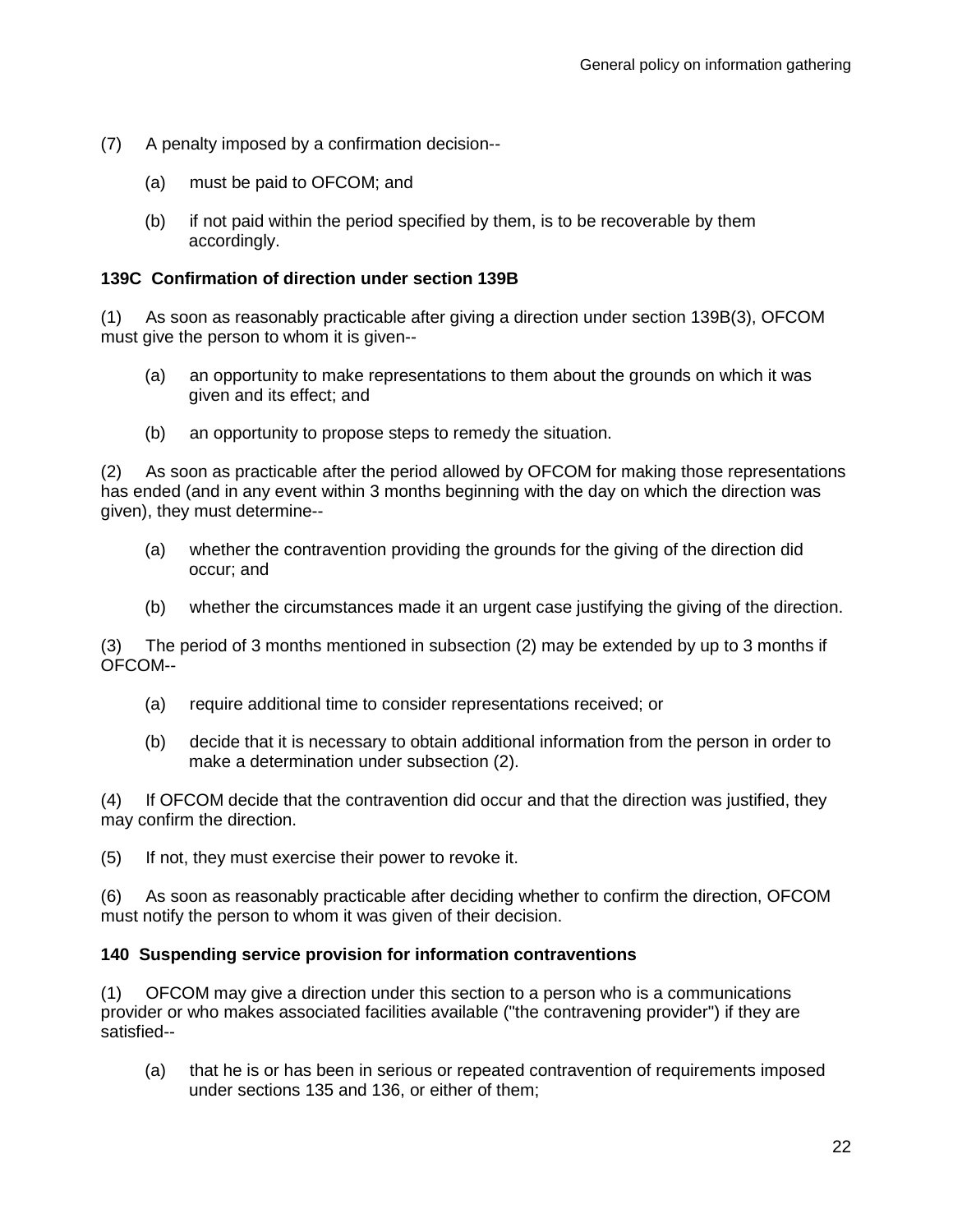(7) A penalty imposed by a confirmation decision--

(a) must be paid to OFCOM; and

(b) if not paid within the period specified by them, is to be recoverable by them accordingly.

**139C Confirmation of direction under section 139B**

(1) As soon as reasonably practicable after giving a direction under section 139B(3), OFCOM must give the person to whom it is given--

(a) an opportunity to make representations to them about the grounds on which it was given and its effect; and

(b) an opportunity to propose steps to remedy the situation.

(2) As soon as practicable after the period allowed by OFCOM for making those representations has ended (and in any event within 3 months beginning with the day on which the direction was given), they must determine--

(a) whether the contravention providing the grounds for the giving of the direction did occur; and

(b) whether the circumstances made it an urgent case justifying the giving of the direction.

(3) The period of 3 months mentioned in subsection (2) may be extended by up to 3 months if OFCOM--

(a) require additional time to consider representations received; or

(b) decide that it is necessary to obtain additional information from the person in order to make a determination under subsection (2).

(4) If OFCOM decide that the contravention did occur and that the direction was justified, they may confirm the direction.

(5) If not, they must exercise their power to revoke it.

(6) As soon as reasonably practicable after deciding whether to confirm the direction, OFCOM must notify the person to whom it was given of their decision.

**140 Suspending service provision for information contraventions**

(1) OFCOM may give a direction under this section to a person who is a communications provider or who makes associated facilities available ("the contravening provider") if they are satisfied--

(a) that he is or has been in serious or repeated contravention of requirements imposed under sections 135 and 136, or either of them;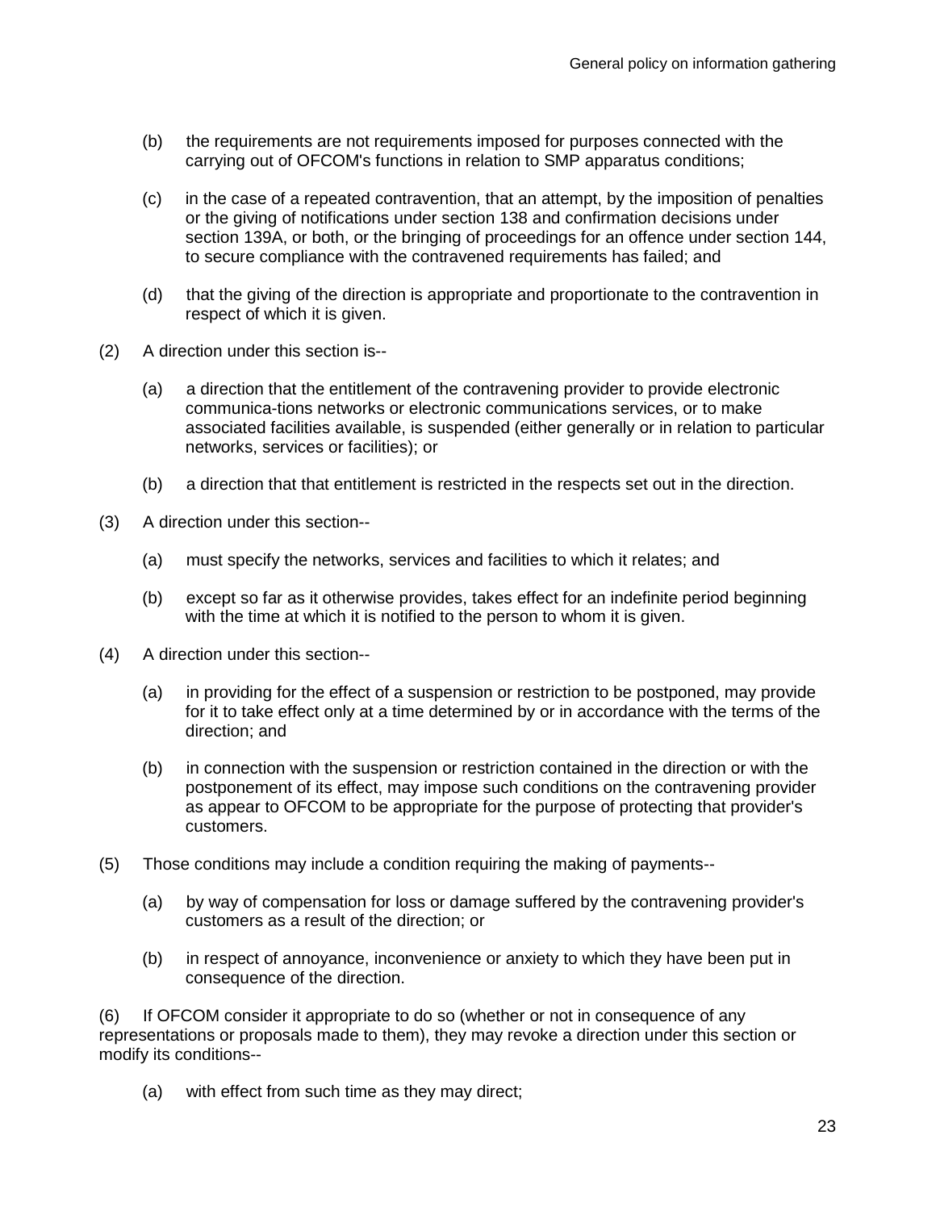(b) the requirements are not requirements imposed for purposes connected with the carrying out of OFCOM's functions in relation to SMP apparatus conditions;

(c) in the case of a repeated contravention, that an attempt, by the imposition of penalties or the giving of notifications under section 138 and confirmation decisions under section 139A, or both, or the bringing of proceedings for an offence under section 144, to secure compliance with the contravened requirements has failed; and

(d) that the giving of the direction is appropriate and proportionate to the contravention in respect of which it is given.

(2) A direction under this section is--

(a) a direction that the entitlement of the contravening provider to provide electronic communica-tions networks or electronic communications services, or to make associated facilities available, is suspended (either generally or in relation to particular networks, services or facilities); or

(b) a direction that that entitlement is restricted in the respects set out in the direction.

(3) A direction under this section--

(a) must specify the networks, services and facilities to which it relates; and

(b) except so far as it otherwise provides, takes effect for an indefinite period beginning with the time at which it is notified to the person to whom it is given.

(4) A direction under this section--

(a) in providing for the effect of a suspension or restriction to be postponed, may provide for it to take effect only at a time determined by or in accordance with the terms of the direction; and

(b) in connection with the suspension or restriction contained in the direction or with the postponement of its effect, may impose such conditions on the contravening provider as appear to OFCOM to be appropriate for the purpose of protecting that provider's customers.

(5) Those conditions may include a condition requiring the making of payments--

(a) by way of compensation for loss or damage suffered by the contravening provider's customers as a result of the direction; or

(b) in respect of annoyance, inconvenience or anxiety to which they have been put in consequence of the direction.

(6) If OFCOM consider it appropriate to do so (whether or not in consequence of any representations or proposals made to them), they may revoke a direction under this section or modify its conditions--

(a) with effect from such time as they may direct;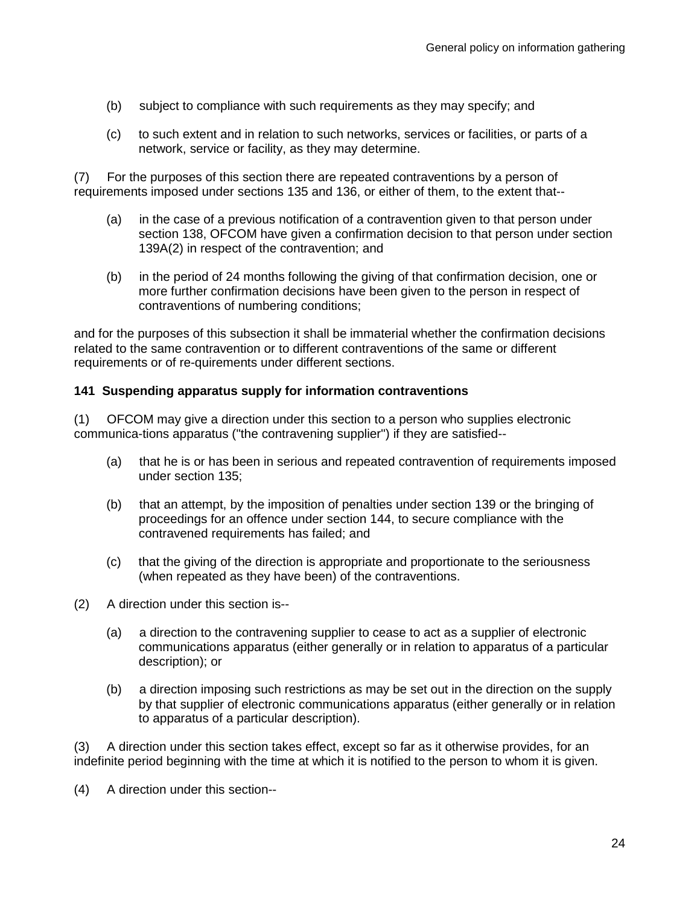(b) subject to compliance with such requirements as they may specify; and

(c) to such extent and in relation to such networks, services or facilities, or parts of a network, service or facility, as they may determine.

(7) For the purposes of this section there are repeated contraventions by a person of requirements imposed under sections 135 and 136, or either of them, to the extent that--

(a) in the case of a previous notification of a contravention given to that person under section 138, OFCOM have given a confirmation decision to that person under section 139A(2) in respect of the contravention; and

(b) in the period of 24 months following the giving of that confirmation decision, one or more further confirmation decisions have been given to the person in respect of contraventions of numbering conditions;

and for the purposes of this subsection it shall be immaterial whether the confirmation decisions related to the same contravention or to different contraventions of the same or different requirements or of re-quirements under different sections.

**141 Suspending apparatus supply for information contraventions**

(1) OFCOM may give a direction under this section to a person who supplies electronic communica-tions apparatus ("the contravening supplier") if they are satisfied--

(a) that he is or has been in serious and repeated contravention of requirements imposed under section 135;

(b) that an attempt, by the imposition of penalties under section 139 or the bringing of proceedings for an offence under section 144, to secure compliance with the contravened requirements has failed; and

(c) that the giving of the direction is appropriate and proportionate to the seriousness (when repeated as they have been) of the contraventions.

(2) A direction under this section is--

(a) a direction to the contravening supplier to cease to act as a supplier of electronic communications apparatus (either generally or in relation to apparatus of a particular description); or

(b) a direction imposing such restrictions as may be set out in the direction on the supply by that supplier of electronic communications apparatus (either generally or in relation to apparatus of a particular description).

(3) A direction under this section takes effect, except so far as it otherwise provides, for an indefinite period beginning with the time at which it is notified to the person to whom it is given.

(4) A direction under this section--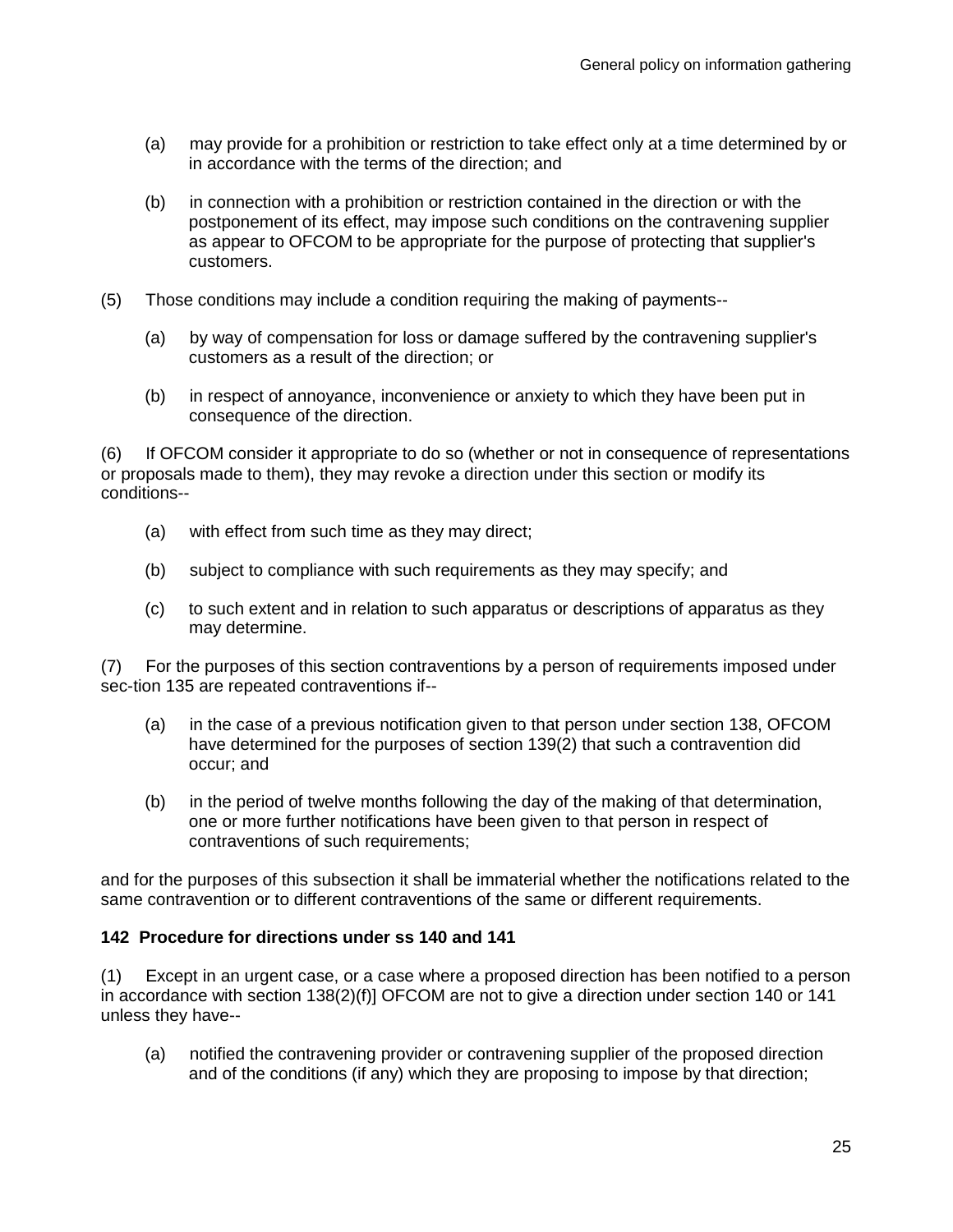(a) may provide for a prohibition or restriction to take effect only at a time determined by or in accordance with the terms of the direction; and

(b) in connection with a prohibition or restriction contained in the direction or with the postponement of its effect, may impose such conditions on the contravening supplier as appear to OFCOM to be appropriate for the purpose of protecting that supplier's customers.

(5) Those conditions may include a condition requiring the making of payments--

(a) by way of compensation for loss or damage suffered by the contravening supplier's customers as a result of the direction; or

(b) in respect of annoyance, inconvenience or anxiety to which they have been put in consequence of the direction.

(6) If OFCOM consider it appropriate to do so (whether or not in consequence of representations or proposals made to them), they may revoke a direction under this section or modify its conditions--

(a) with effect from such time as they may direct;

(b) subject to compliance with such requirements as they may specify; and

(c) to such extent and in relation to such apparatus or descriptions of apparatus as they may determine.

(7) For the purposes of this section contraventions by a person of requirements imposed under sec-tion 135 are repeated contraventions if--

(a) in the case of a previous notification given to that person under section 138, OFCOM have determined for the purposes of section 139(2) that such a contravention did occur; and

(b) in the period of twelve months following the day of the making of that determination, one or more further notifications have been given to that person in respect of contraventions of such requirements;

and for the purposes of this subsection it shall be immaterial whether the notifications related to the same contravention or to different contraventions of the same or different requirements.

**142 Procedure for directions under ss 140 and 141**

(1) Except in an urgent case, or a case where a proposed direction has been notified to a person in accordance with section 138(2)(f)] OFCOM are not to give a direction under section 140 or 141 unless they have--

(a) notified the contravening provider or contravening supplier of the proposed direction and of the conditions (if any) which they are proposing to impose by that direction;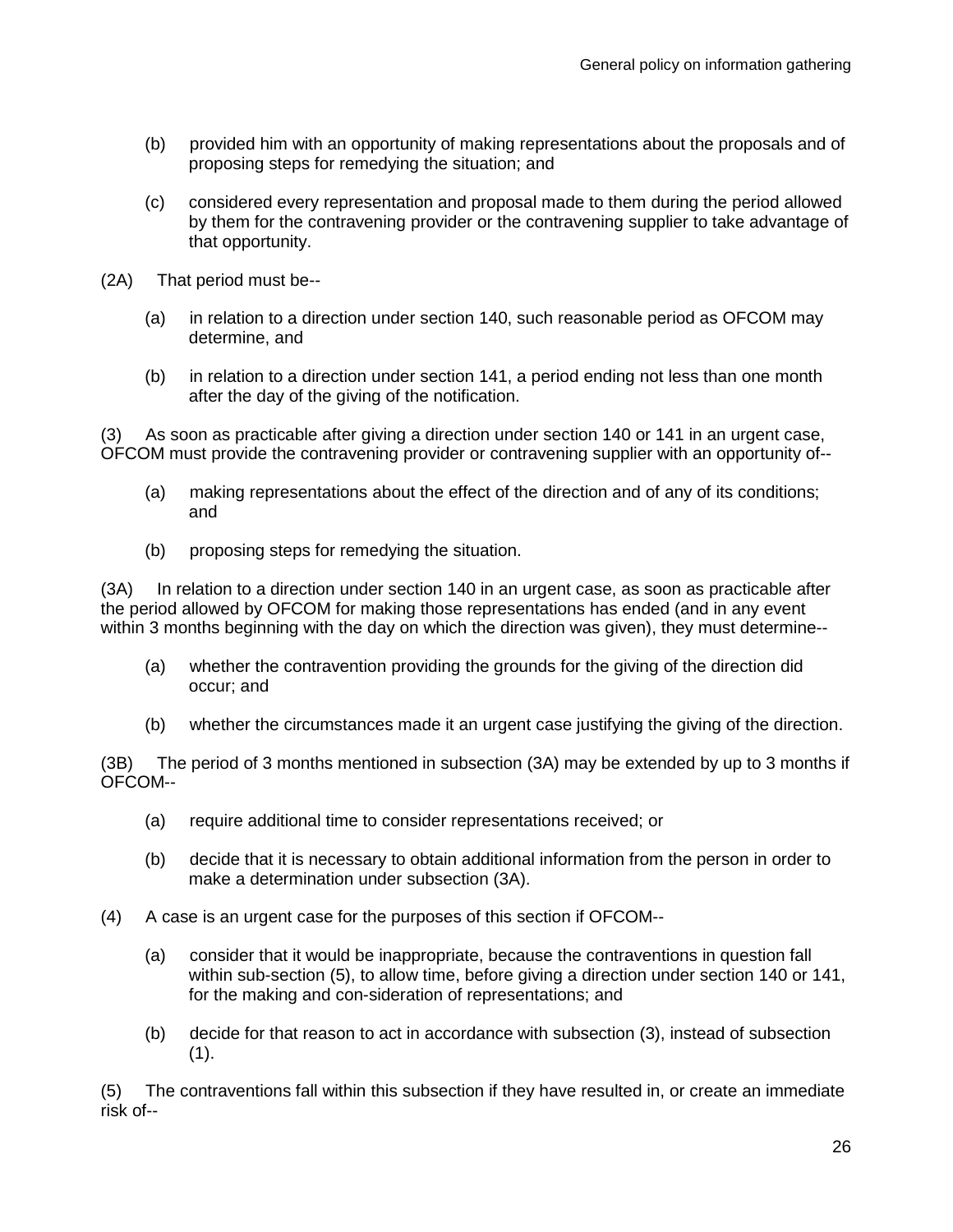(b) provided him with an opportunity of making representations about the proposals and of proposing steps for remedying the situation; and

(c) considered every representation and proposal made to them during the period allowed by them for the contravening provider or the contravening supplier to take advantage of that opportunity.

(2A) That period must be--

(a) in relation to a direction under section 140, such reasonable period as OFCOM may determine, and

(b) in relation to a direction under section 141, a period ending not less than one month after the day of the giving of the notification.

(3) As soon as practicable after giving a direction under section 140 or 141 in an urgent case, OFCOM must provide the contravening provider or contravening supplier with an opportunity of--

(a) making representations about the effect of the direction and of any of its conditions; and

(b) proposing steps for remedying the situation.

(3A) In relation to a direction under section 140 in an urgent case, as soon as practicable after the period allowed by OFCOM for making those representations has ended (and in any event within 3 months beginning with the day on which the direction was given), they must determine--

(a) whether the contravention providing the grounds for the giving of the direction did occur; and

(b) whether the circumstances made it an urgent case justifying the giving of the direction.

(3B) The period of 3 months mentioned in subsection (3A) may be extended by up to 3 months if OFCOM--

(a) require additional time to consider representations received; or

(b) decide that it is necessary to obtain additional information from the person in order to make a determination under subsection (3A).

(4) A case is an urgent case for the purposes of this section if OFCOM--

(a) consider that it would be inappropriate, because the contraventions in question fall within sub-section (5), to allow time, before giving a direction under section 140 or 141, for the making and con-sideration of representations; and

(b) decide for that reason to act in accordance with subsection (3), instead of subsection (1).

(5) The contraventions fall within this subsection if they have resulted in, or create an immediate risk of--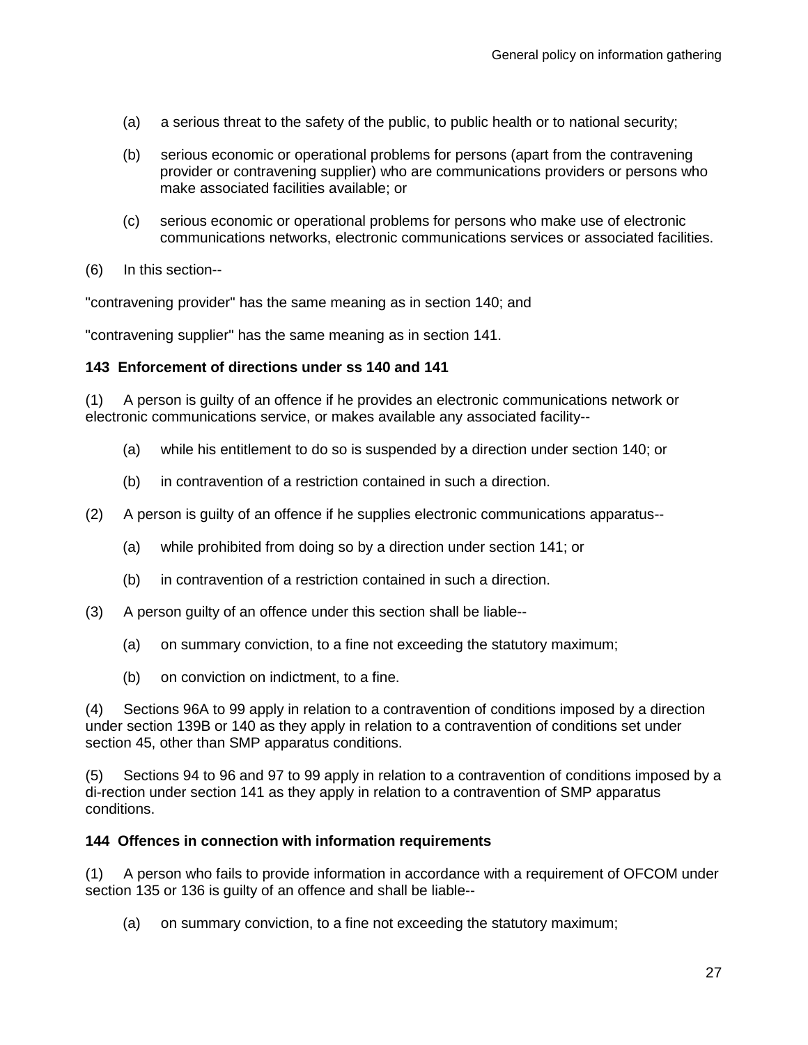(a) a serious threat to the safety of the public, to public health or to national security;

(b) serious economic or operational problems for persons (apart from the contravening provider or contravening supplier) who are communications providers or persons who make associated facilities available; or

(c) serious economic or operational problems for persons who make use of electronic communications networks, electronic communications services or associated facilities.

(6) In this section--

"contravening provider" has the same meaning as in section 140; and

"contravening supplier" has the same meaning as in section 141.

**143 Enforcement of directions under ss 140 and 141**

(1) A person is guilty of an offence if he provides an electronic communications network or electronic communications service, or makes available any associated facility--

(a) while his entitlement to do so is suspended by a direction under section 140; or

(b) in contravention of a restriction contained in such a direction.

(2) A person is guilty of an offence if he supplies electronic communications apparatus--

(a) while prohibited from doing so by a direction under section 141; or

(b) in contravention of a restriction contained in such a direction.

(3) A person guilty of an offence under this section shall be liable--

(a) on summary conviction, to a fine not exceeding the statutory maximum;

(b) on conviction on indictment, to a fine.

(4) Sections 96A to 99 apply in relation to a contravention of conditions imposed by a direction under section 139B or 140 as they apply in relation to a contravention of conditions set under section 45, other than SMP apparatus conditions.

(5) Sections 94 to 96 and 97 to 99 apply in relation to a contravention of conditions imposed by a di-rection under section 141 as they apply in relation to a contravention of SMP apparatus conditions.

**144 Offences in connection with information requirements**

(1) A person who fails to provide information in accordance with a requirement of OFCOM under section 135 or 136 is guilty of an offence and shall be liable--

(a) on summary conviction, to a fine not exceeding the statutory maximum;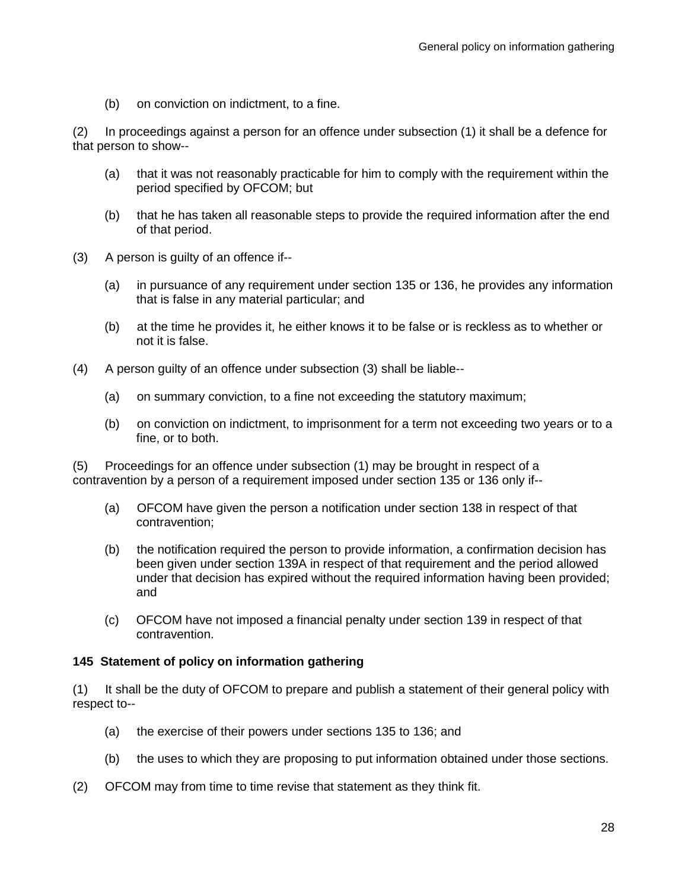(b) on conviction on indictment, to a fine.

(2) In proceedings against a person for an offence under subsection (1) it shall be a defence for that person to show--

(a) that it was not reasonably practicable for him to comply with the requirement within the period specified by OFCOM; but

(b) that he has taken all reasonable steps to provide the required information after the end of that period.

(3) A person is guilty of an offence if--

(a) in pursuance of any requirement under section 135 or 136, he provides any information that is false in any material particular; and

(b) at the time he provides it, he either knows it to be false or is reckless as to whether or not it is false.

(4) A person guilty of an offence under subsection (3) shall be liable--

(a) on summary conviction, to a fine not exceeding the statutory maximum;

(b) on conviction on indictment, to imprisonment for a term not exceeding two years or to a fine, or to both.

(5) Proceedings for an offence under subsection (1) may be brought in respect of a contravention by a person of a requirement imposed under section 135 or 136 only if--

(a) OFCOM have given the person a notification under section 138 in respect of that contravention;

(b) the notification required the person to provide information, a confirmation decision has been given under section 139A in respect of that requirement and the period allowed under that decision has expired without the required information having been provided; and

(c) OFCOM have not imposed a financial penalty under section 139 in respect of that contravention.

**145 Statement of policy on information gathering**

(1) It shall be the duty of OFCOM to prepare and publish a statement of their general policy with respect to--

(a) the exercise of their powers under sections 135 to 136; and

(b) the uses to which they are proposing to put information obtained under those sections.

(2) OFCOM may from time to time revise that statement as they think fit.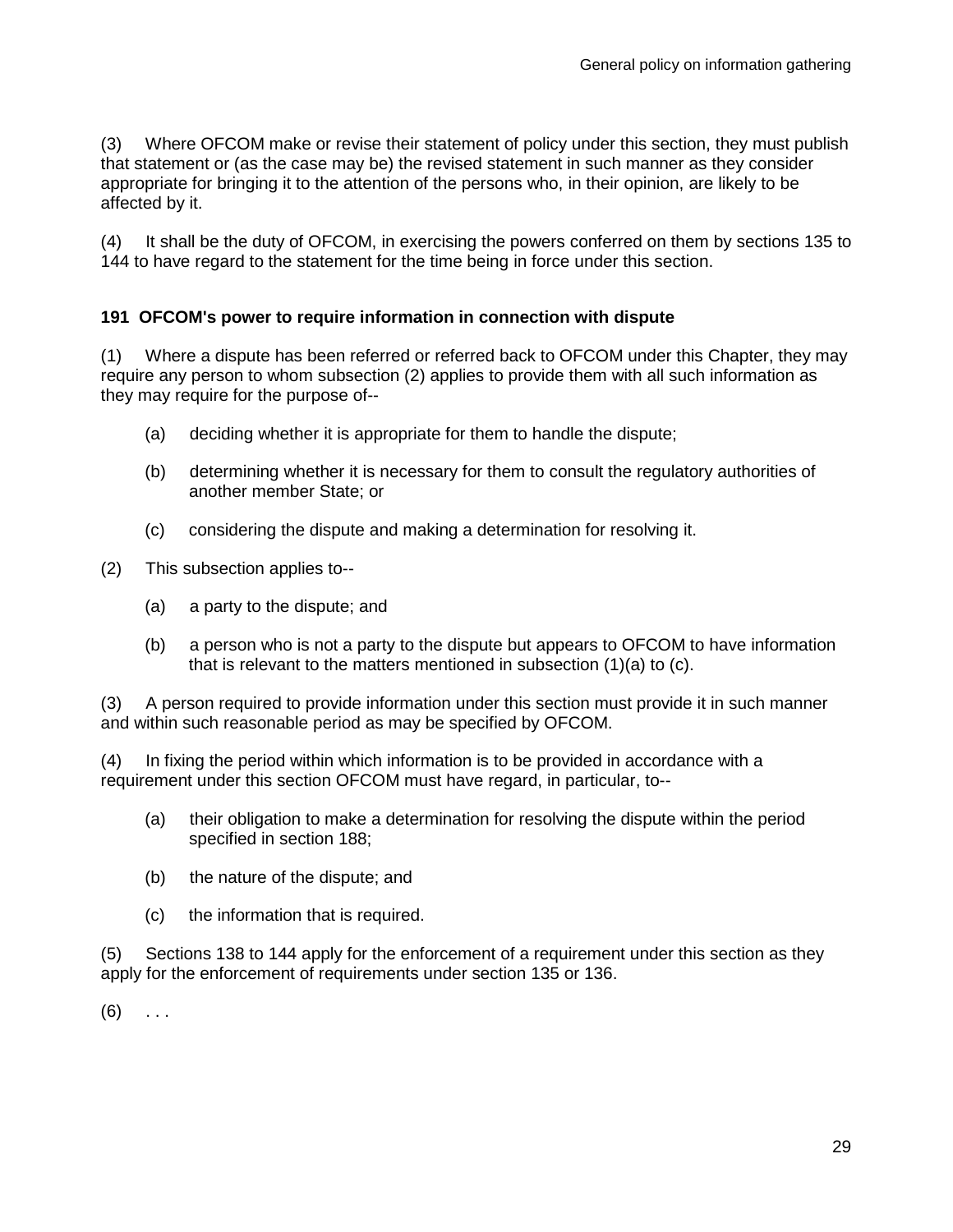(3) Where OFCOM make or revise their statement of policy under this section, they must publish that statement or (as the case may be) the revised statement in such manner as they consider appropriate for bringing it to the attention of the persons who, in their opinion, are likely to be affected by it.

(4) It shall be the duty of OFCOM, in exercising the powers conferred on them by sections 135 to 144 to have regard to the statement for the time being in force under this section.

**191 OFCOM's power to require information in connection with dispute**

(1) Where a dispute has been referred or referred back to OFCOM under this Chapter, they may require any person to whom subsection (2) applies to provide them with all such information as they may require for the purpose of--

- (a) deciding whether it is appropriate for them to handle the dispute;
- (b) determining whether it is necessary for them to consult the regulatory authorities of another member State; or
- (c) considering the dispute and making a determination for resolving it.

(2) This subsection applies to--

- (a) a party to the dispute; and
- (b) a person who is not a party to the dispute but appears to OFCOM to have information that is relevant to the matters mentioned in subsection (1)(a) to (c).

(3) A person required to provide information under this section must provide it in such manner and within such reasonable period as may be specified by OFCOM.

(4) In fixing the period within which information is to be provided in accordance with a requirement under this section OFCOM must have regard, in particular, to--

- (a) their obligation to make a determination for resolving the dispute within the period specified in section 188;
- (b) the nature of the dispute; and
- (c) the information that is required.

(5) Sections 138 to 144 apply for the enforcement of a requirement under this section as they apply for the enforcement of requirements under section 135 or 136.

(6) . . .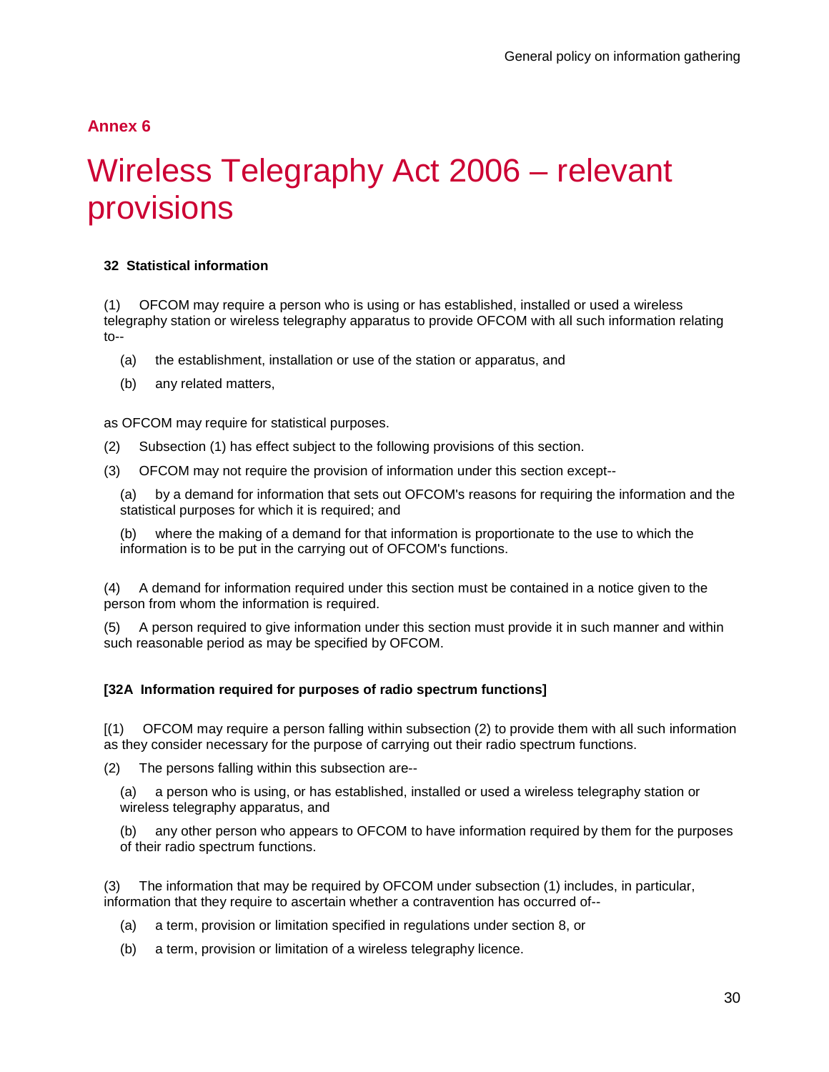## Annex 6

# Wireless Telegraphy Act 2006 – relevant provisions

**32 Statistical information**

(1) OFCOM may require a person who is using or has established, installed or used a wireless telegraphy station or wireless telegraphy apparatus to provide OFCOM with all such information relating to--

(a) the establishment, installation or use of the station or apparatus, and

(b) any related matters,

as OFCOM may require for statistical purposes.

(2) Subsection (1) has effect subject to the following provisions of this section.

(3) OFCOM may not require the provision of information under this section except--

(a) by a demand for information that sets out OFCOM's reasons for requiring the information and the statistical purposes for which it is required; and

(b) where the making of a demand for that information is proportionate to the use to which the information is to be put in the carrying out of OFCOM's functions.

(4) A demand for information required under this section must be contained in a notice given to the person from whom the information is required.

(5) A person required to give information under this section must provide it in such manner and within such reasonable period as may be specified by OFCOM.

**[32A Information required for purposes of radio spectrum functions]**

[(1) OFCOM may require a person falling within subsection (2) to provide them with all such information as they consider necessary for the purpose of carrying out their radio spectrum functions.

(2) The persons falling within this subsection are--

(a) a person who is using, or has established, installed or used a wireless telegraphy station or wireless telegraphy apparatus, and

(b) any other person who appears to OFCOM to have information required by them for the purposes of their radio spectrum functions.

(3) The information that may be required by OFCOM under subsection (1) includes, in particular, information that they require to ascertain whether a contravention has occurred of--

(a) a term, provision or limitation specified in regulations under section 8, or

(b) a term, provision or limitation of a wireless telegraphy licence.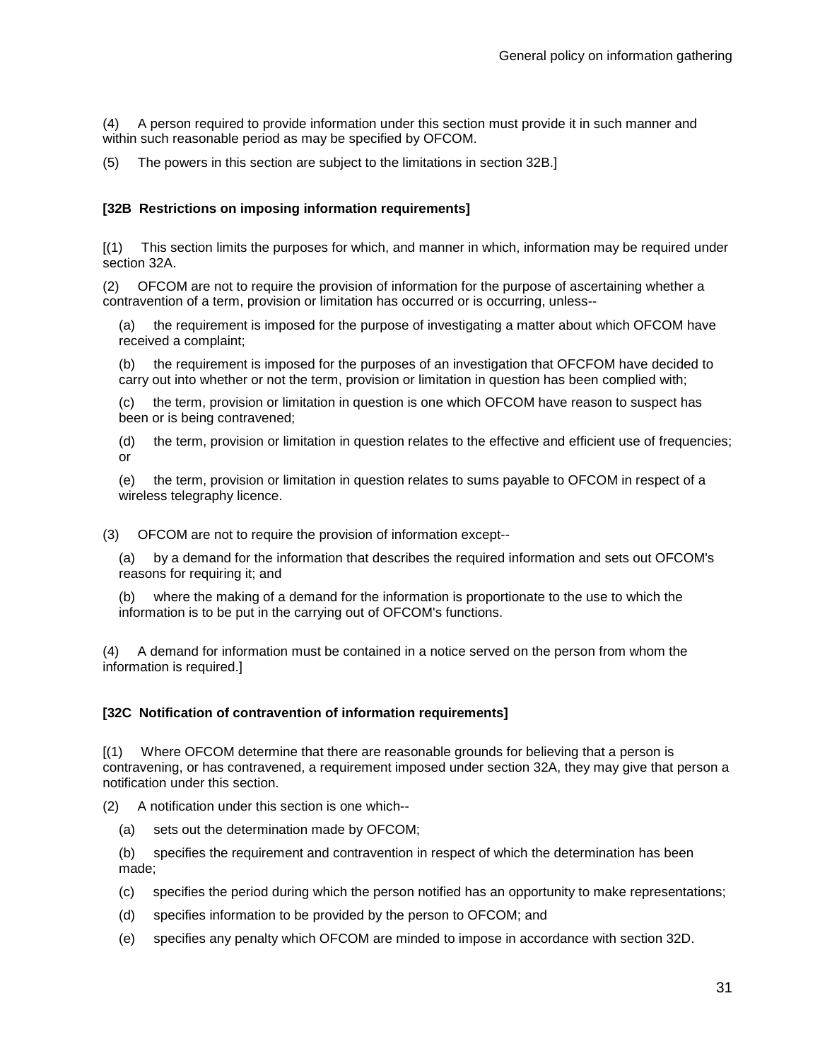(4) A person required to provide information under this section must provide it in such manner and within such reasonable period as may be specified by OFCOM.

(5) The powers in this section are subject to the limitations in section 32B.]

**[32B Restrictions on imposing information requirements]**

[(1) This section limits the purposes for which, and manner in which, information may be required under section 32A.

(2) OFCOM are not to require the provision of information for the purpose of ascertaining whether a contravention of a term, provision or limitation has occurred or is occurring, unless--

(a) the requirement is imposed for the purpose of investigating a matter about which OFCOM have received a complaint;

(b) the requirement is imposed for the purposes of an investigation that OFCFOM have decided to carry out into whether or not the term, provision or limitation in question has been complied with;

(c) the term, provision or limitation in question is one which OFCOM have reason to suspect has been or is being contravened;

(d) the term, provision or limitation in question relates to the effective and efficient use of frequencies; or

(e) the term, provision or limitation in question relates to sums payable to OFCOM in respect of a wireless telegraphy licence.

(3) OFCOM are not to require the provision of information except--

(a) by a demand for the information that describes the required information and sets out OFCOM's reasons for requiring it; and

(b) where the making of a demand for the information is proportionate to the use to which the information is to be put in the carrying out of OFCOM's functions.

(4) A demand for information must be contained in a notice served on the person from whom the information is required.]

**[32C Notification of contravention of information requirements]**

[(1) Where OFCOM determine that there are reasonable grounds for believing that a person is contravening, or has contravened, a requirement imposed under section 32A, they may give that person a notification under this section.

(2) A notification under this section is one which--

(a) sets out the determination made by OFCOM;

(b) specifies the requirement and contravention in respect of which the determination has been made;

(c) specifies the period during which the person notified has an opportunity to make representations;

(d) specifies information to be provided by the person to OFCOM; and

(e) specifies any penalty which OFCOM are minded to impose in accordance with section 32D.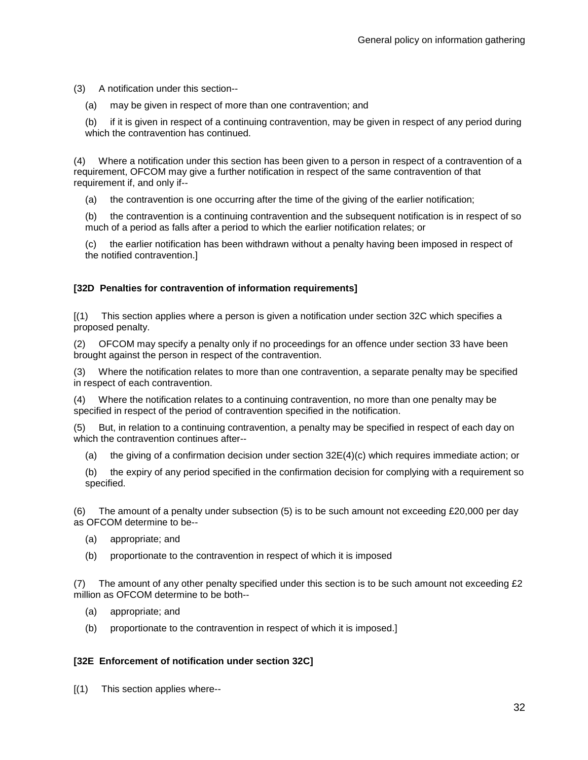(3) A notification under this section--

(a) may be given in respect of more than one contravention; and

(b) if it is given in respect of a continuing contravention, may be given in respect of any period during which the contravention has continued.

(4) Where a notification under this section has been given to a person in respect of a contravention of a requirement, OFCOM may give a further notification in respect of the same contravention of that requirement if, and only if--

(a) the contravention is one occurring after the time of the giving of the earlier notification;

(b) the contravention is a continuing contravention and the subsequent notification is in respect of so much of a period as falls after a period to which the earlier notification relates; or

(c) the earlier notification has been withdrawn without a penalty having been imposed in respect of the notified contravention.]

**[32D Penalties for contravention of information requirements]**

[(1) This section applies where a person is given a notification under section 32C which specifies a proposed penalty.

(2) OFCOM may specify a penalty only if no proceedings for an offence under section 33 have been brought against the person in respect of the contravention.

(3) Where the notification relates to more than one contravention, a separate penalty may be specified in respect of each contravention.

(4) Where the notification relates to a continuing contravention, no more than one penalty may be specified in respect of the period of contravention specified in the notification.

(5) But, in relation to a continuing contravention, a penalty may be specified in respect of each day on which the contravention continues after--

(a) the giving of a confirmation decision under section 32E(4)(c) which requires immediate action; or

(b) the expiry of any period specified in the confirmation decision for complying with a requirement so specified.

(6) The amount of a penalty under subsection (5) is to be such amount not exceeding £20,000 per day as OFCOM determine to be--

(a) appropriate; and

(b) proportionate to the contravention in respect of which it is imposed

(7) The amount of any other penalty specified under this section is to be such amount not exceeding £2 million as OFCOM determine to be both--

(a) appropriate; and

(b) proportionate to the contravention in respect of which it is imposed.]

**[32E Enforcement of notification under section 32C]**

[(1) This section applies where--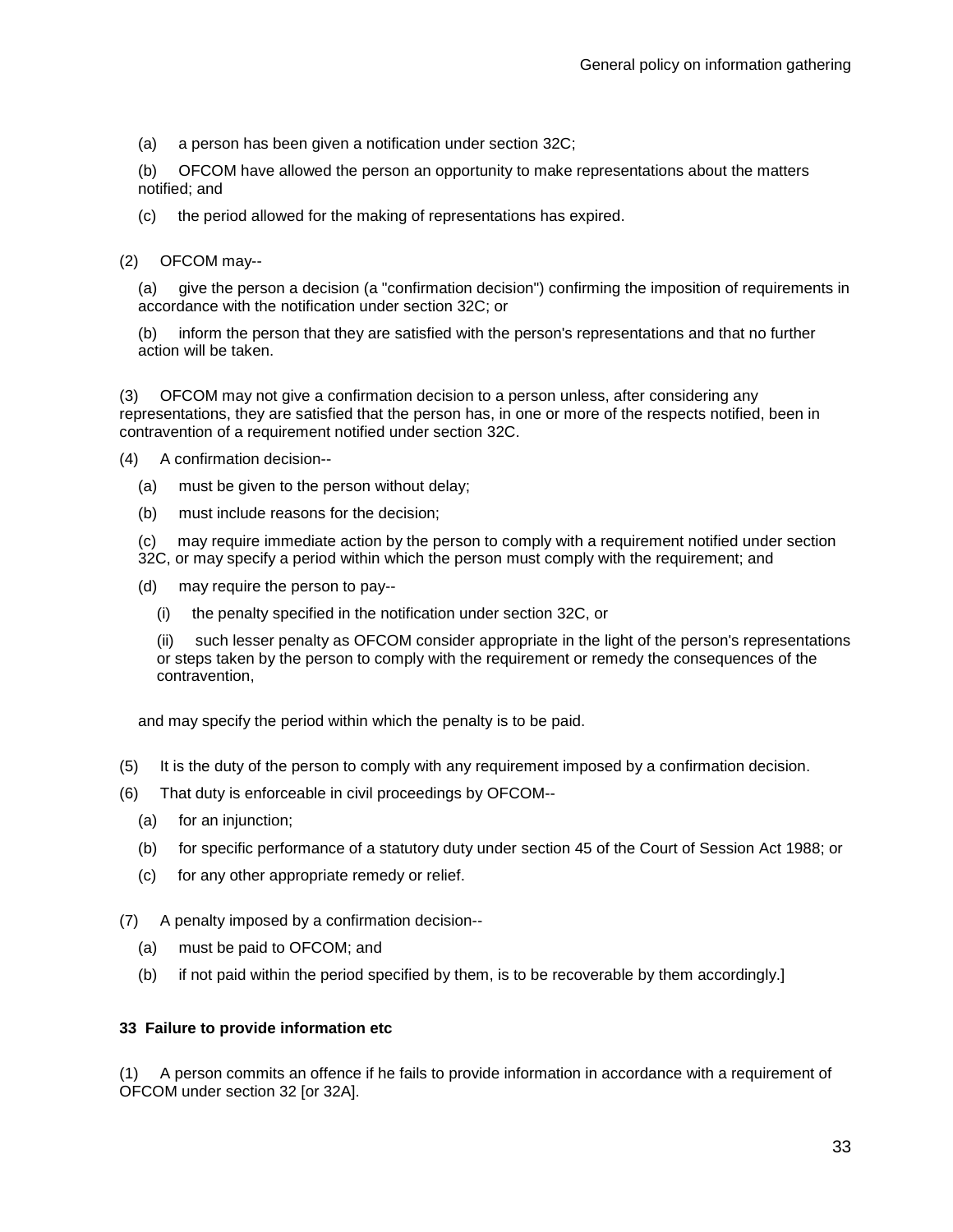(a) a person has been given a notification under section 32C;

(b) OFCOM have allowed the person an opportunity to make representations about the matters notified; and

(c) the period allowed for the making of representations has expired.

(2) OFCOM may--

(a) give the person a decision (a "confirmation decision") confirming the imposition of requirements in accordance with the notification under section 32C; or

(b) inform the person that they are satisfied with the person's representations and that no further action will be taken.

(3) OFCOM may not give a confirmation decision to a person unless, after considering any representations, they are satisfied that the person has, in one or more of the respects notified, been in contravention of a requirement notified under section 32C.

(4) A confirmation decision--

(a) must be given to the person without delay;

(b) must include reasons for the decision;

(c) may require immediate action by the person to comply with a requirement notified under section 32C, or may specify a period within which the person must comply with the requirement; and

(d) may require the person to pay--

(i) the penalty specified in the notification under section 32C, or

(ii) such lesser penalty as OFCOM consider appropriate in the light of the person's representations or steps taken by the person to comply with the requirement or remedy the consequences of the contravention,

and may specify the period within which the penalty is to be paid.

(5) It is the duty of the person to comply with any requirement imposed by a confirmation decision.

(6) That duty is enforceable in civil proceedings by OFCOM--

(a) for an injunction;

(b) for specific performance of a statutory duty under section 45 of the Court of Session Act 1988; or

(c) for any other appropriate remedy or relief.

(7) A penalty imposed by a confirmation decision--

(a) must be paid to OFCOM; and

(b) if not paid within the period specified by them, is to be recoverable by them accordingly.]

**33 Failure to provide information etc**

(1) A person commits an offence if he fails to provide information in accordance with a requirement of OFCOM under section 32 [or 32A].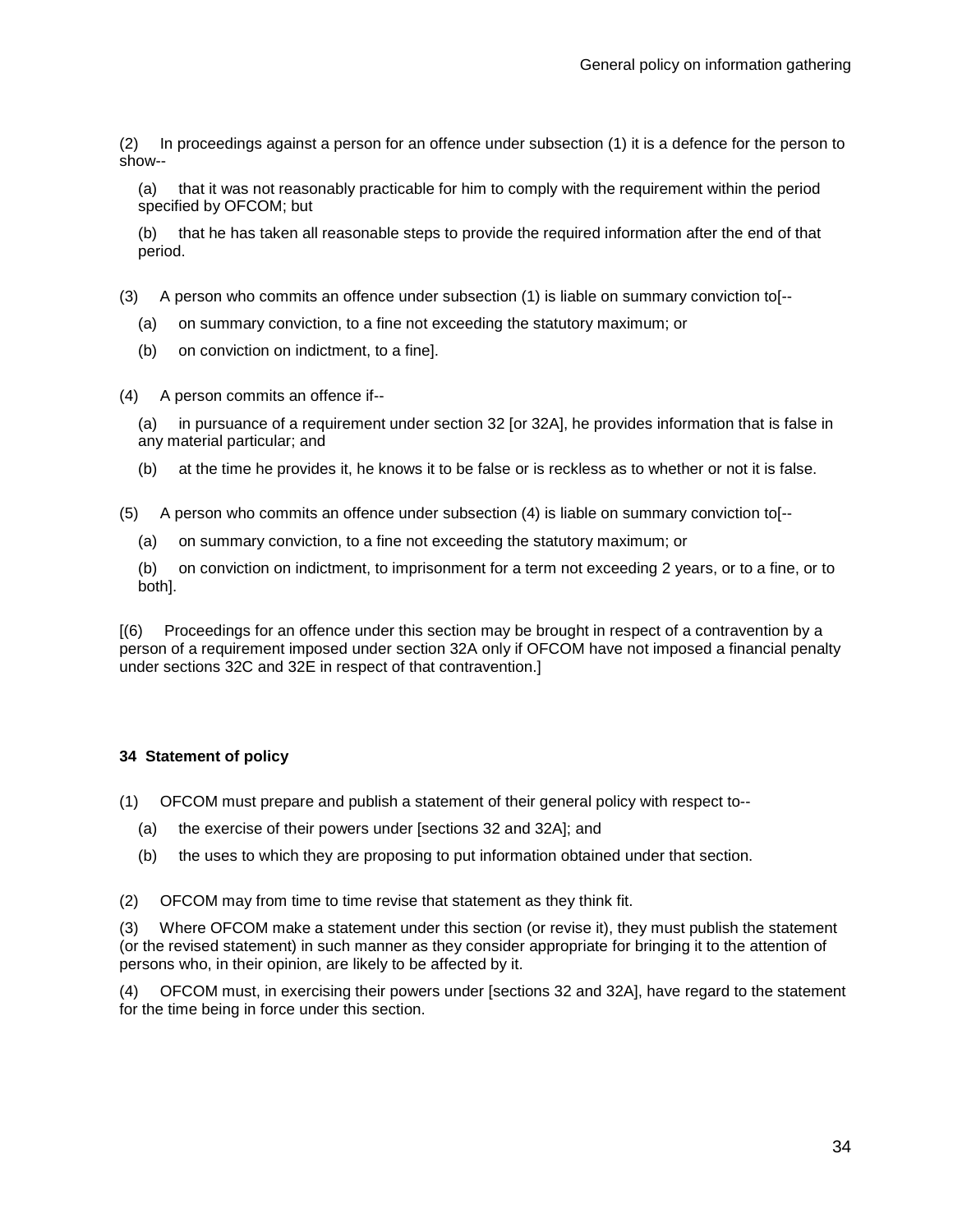(2) In proceedings against a person for an offence under subsection (1) it is a defence for the person to show--

(a) that it was not reasonably practicable for him to comply with the requirement within the period specified by OFCOM; but

(b) that he has taken all reasonable steps to provide the required information after the end of that period.

(3) A person who commits an offence under subsection (1) is liable on summary conviction to[--

(a) on summary conviction, to a fine not exceeding the statutory maximum; or

(b) on conviction on indictment, to a fine].

(4) A person commits an offence if--

(a) in pursuance of a requirement under section 32 [or 32A], he provides information that is false in any material particular; and

(b) at the time he provides it, he knows it to be false or is reckless as to whether or not it is false.

(5) A person who commits an offence under subsection (4) is liable on summary conviction to[--

(a) on summary conviction, to a fine not exceeding the statutory maximum; or

(b) on conviction on indictment, to imprisonment for a term not exceeding 2 years, or to a fine, or to both].

[(6) Proceedings for an offence under this section may be brought in respect of a contravention by a person of a requirement imposed under section 32A only if OFCOM have not imposed a financial penalty under sections 32C and 32E in respect of that contravention.]

**34 Statement of policy**

(1) OFCOM must prepare and publish a statement of their general policy with respect to--

(a) the exercise of their powers under [sections 32 and 32A]; and

(b) the uses to which they are proposing to put information obtained under that section.

(2) OFCOM may from time to time revise that statement as they think fit.

(3) Where OFCOM make a statement under this section (or revise it), they must publish the statement (or the revised statement) in such manner as they consider appropriate for bringing it to the attention of persons who, in their opinion, are likely to be affected by it.

(4) OFCOM must, in exercising their powers under [sections 32 and 32A], have regard to the statement for the time being in force under this section.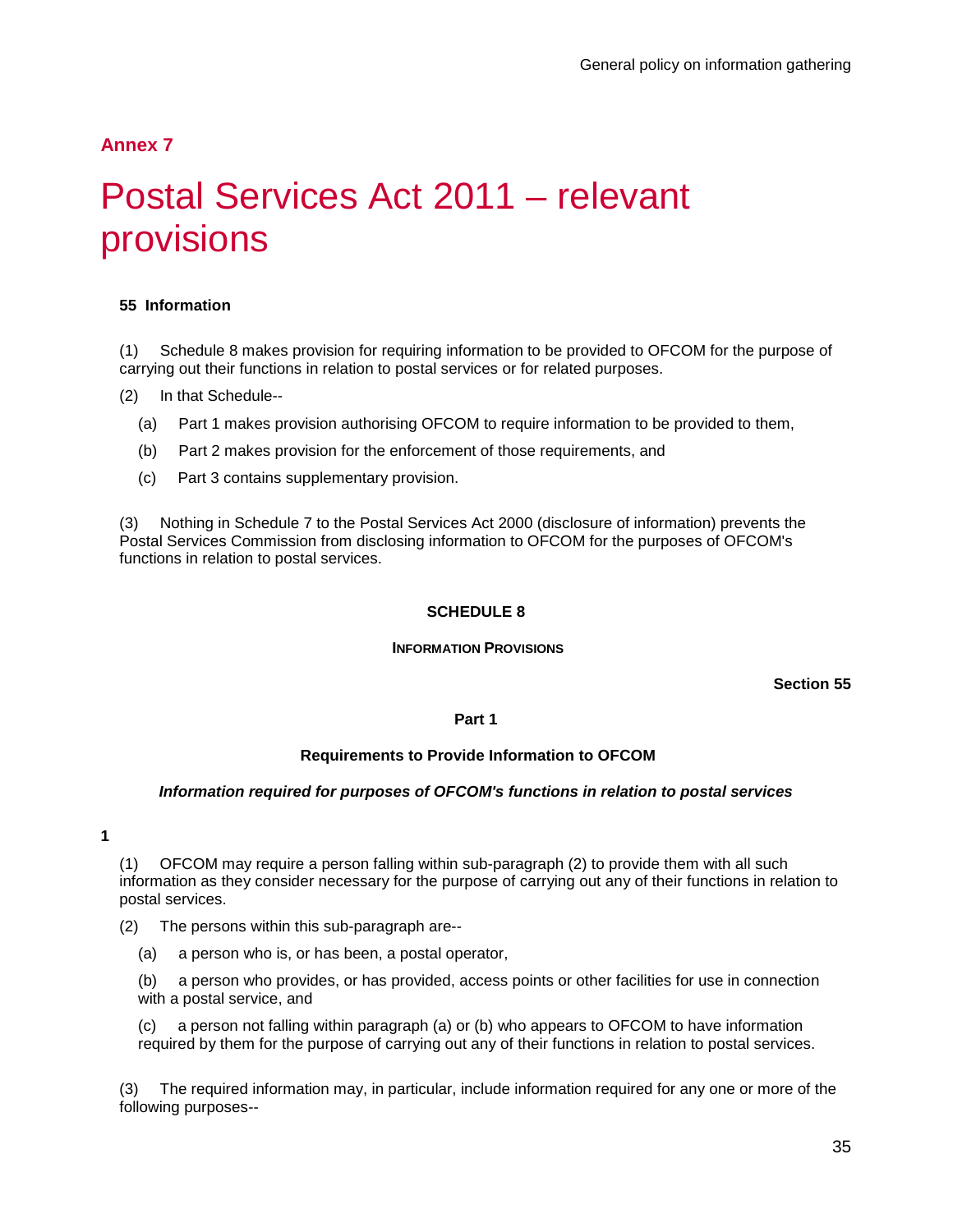## Annex 7

# Postal Services Act 2011 – relevant provisions

**55 Information**

(1) Schedule 8 makes provision for requiring information to be provided to OFCOM for the purpose of carrying out their functions in relation to postal services or for related purposes.

(2) In that Schedule--

(a) Part 1 makes provision authorising OFCOM to require information to be provided to them,

(b) Part 2 makes provision for the enforcement of those requirements, and

(c) Part 3 contains supplementary provision.

(3) Nothing in Schedule 7 to the Postal Services Act 2000 (disclosure of information) prevents the Postal Services Commission from disclosing information to OFCOM for the purposes of OFCOM's functions in relation to postal services.

**SCHEDULE 8**

**INFORMATION PROVISIONS**

**Section 55**

**Part 1**

**Requirements to Provide Information to OFCOM**

***Information required for purposes of OFCOM's functions in relation to postal services***

**1**

(1) OFCOM may require a person falling within sub-paragraph (2) to provide them with all such information as they consider necessary for the purpose of carrying out any of their functions in relation to postal services.

(2) The persons within this sub-paragraph are--

(a) a person who is, or has been, a postal operator,

(b) a person who provides, or has provided, access points or other facilities for use in connection with a postal service, and

(c) a person not falling within paragraph (a) or (b) who appears to OFCOM to have information required by them for the purpose of carrying out any of their functions in relation to postal services.

(3) The required information may, in particular, include information required for any one or more of the following purposes--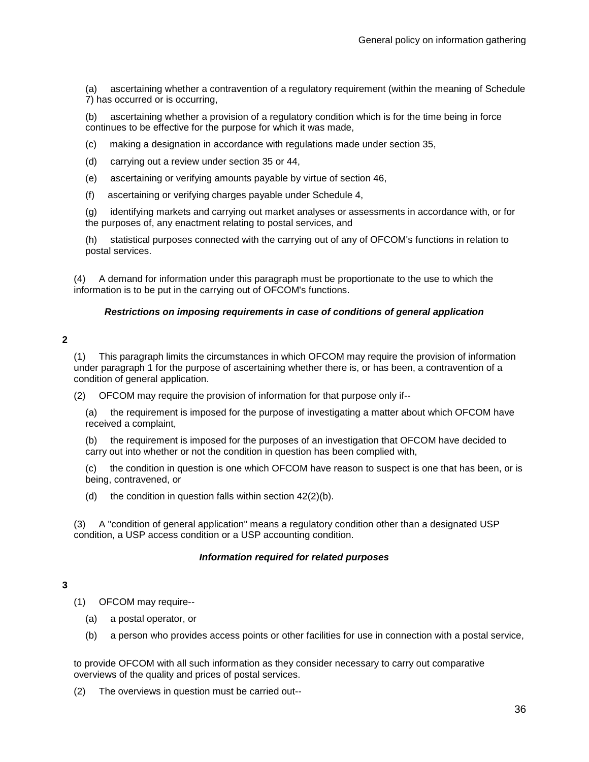(a) ascertaining whether a contravention of a regulatory requirement (within the meaning of Schedule 7) has occurred or is occurring,

(b) ascertaining whether a provision of a regulatory condition which is for the time being in force continues to be effective for the purpose for which it was made,

(c) making a designation in accordance with regulations made under section 35,

(d) carrying out a review under section 35 or 44,

(e) ascertaining or verifying amounts payable by virtue of section 46,

(f) ascertaining or verifying charges payable under Schedule 4,

(g) identifying markets and carrying out market analyses or assessments in accordance with, or for the purposes of, any enactment relating to postal services, and

(h) statistical purposes connected with the carrying out of any of OFCOM's functions in relation to postal services.

(4) A demand for information under this paragraph must be proportionate to the use to which the information is to be put in the carrying out of OFCOM's functions.

***Restrictions on imposing requirements in case of conditions of general application***

**2**

(1) This paragraph limits the circumstances in which OFCOM may require the provision of information under paragraph 1 for the purpose of ascertaining whether there is, or has been, a contravention of a condition of general application.

(2) OFCOM may require the provision of information for that purpose only if--

(a) the requirement is imposed for the purpose of investigating a matter about which OFCOM have received a complaint,

(b) the requirement is imposed for the purposes of an investigation that OFCOM have decided to carry out into whether or not the condition in question has been complied with,

(c) the condition in question is one which OFCOM have reason to suspect is one that has been, or is being, contravened, or

(d) the condition in question falls within section 42(2)(b).

(3) A "condition of general application" means a regulatory condition other than a designated USP condition, a USP access condition or a USP accounting condition.

***Information required for related purposes***

**3**

(1) OFCOM may require--

(a) a postal operator, or

(b) a person who provides access points or other facilities for use in connection with a postal service,

to provide OFCOM with all such information as they consider necessary to carry out comparative overviews of the quality and prices of postal services.

(2) The overviews in question must be carried out--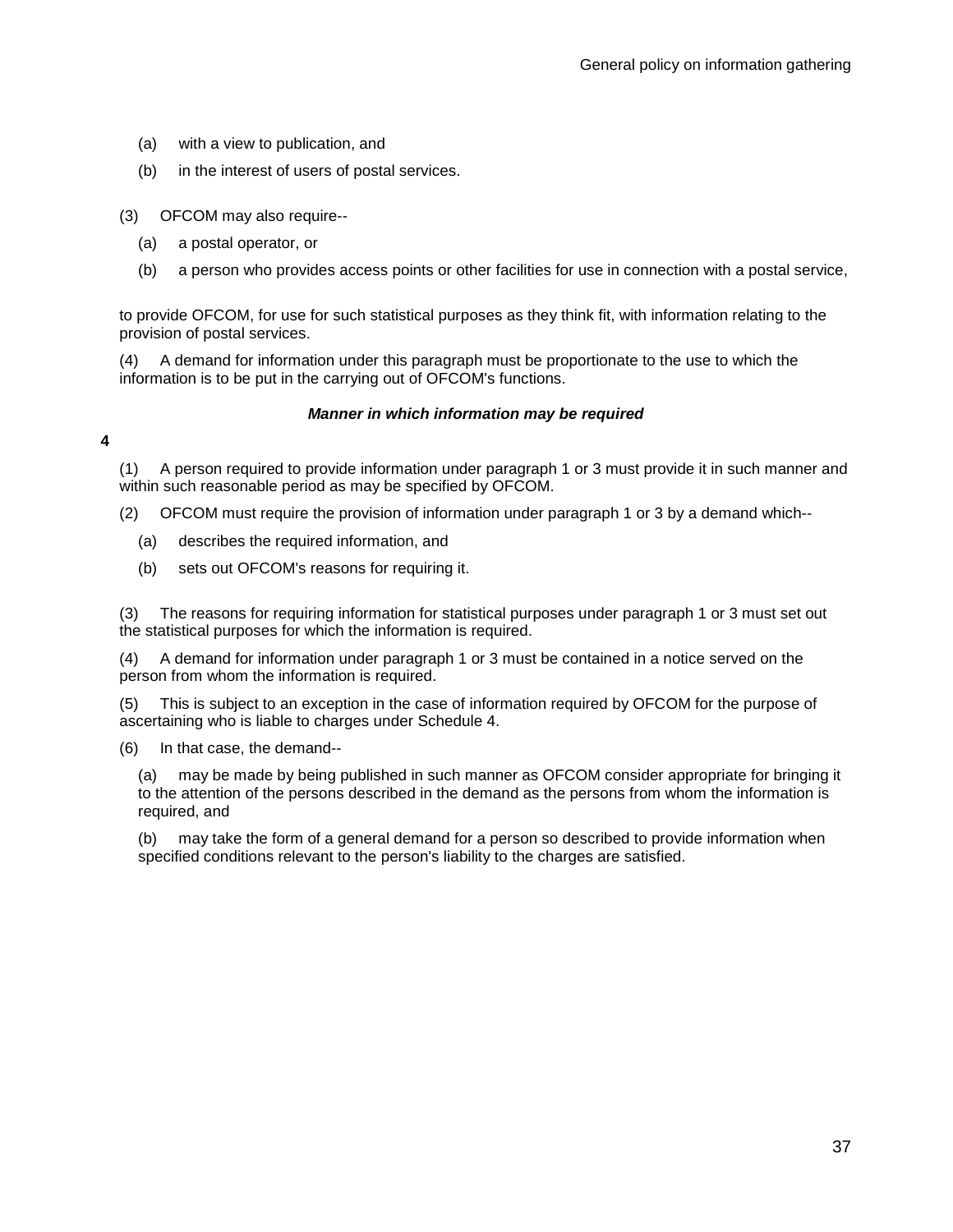(a) with a view to publication, and

(b) in the interest of users of postal services.

(3) OFCOM may also require--

(a) a postal operator, or

(b) a person who provides access points or other facilities for use in connection with a postal service,

to provide OFCOM, for use for such statistical purposes as they think fit, with information relating to the provision of postal services.

(4) A demand for information under this paragraph must be proportionate to the use to which the information is to be put in the carrying out of OFCOM's functions.

***Manner in which information may be required***

**4**

(1) A person required to provide information under paragraph 1 or 3 must provide it in such manner and within such reasonable period as may be specified by OFCOM.

(2) OFCOM must require the provision of information under paragraph 1 or 3 by a demand which--

(a) describes the required information, and

(b) sets out OFCOM's reasons for requiring it.

(3) The reasons for requiring information for statistical purposes under paragraph 1 or 3 must set out the statistical purposes for which the information is required.

(4) A demand for information under paragraph 1 or 3 must be contained in a notice served on the person from whom the information is required.

(5) This is subject to an exception in the case of information required by OFCOM for the purpose of ascertaining who is liable to charges under Schedule 4.

(6) In that case, the demand--

(a) may be made by being published in such manner as OFCOM consider appropriate for bringing it to the attention of the persons described in the demand as the persons from whom the information is required, and

(b) may take the form of a general demand for a person so described to provide information when specified conditions relevant to the person's liability to the charges are satisfied.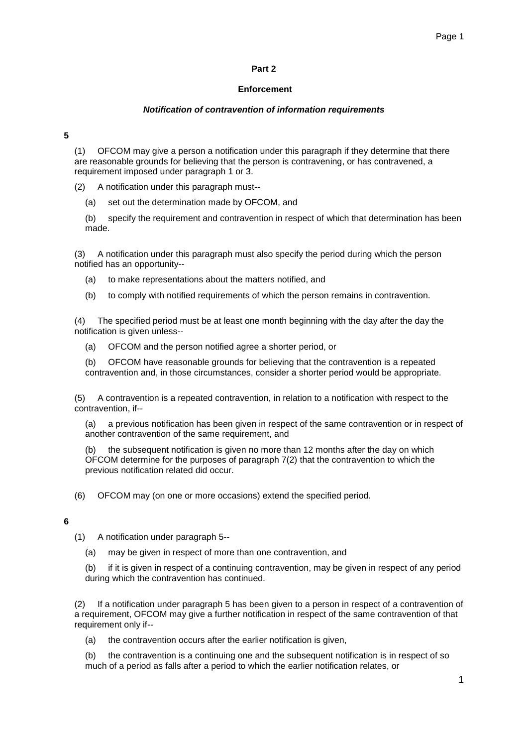## Part 2

### Enforcement

#### *Notification of contravention of information requirements*

**5**

(1) OFCOM may give a person a notification under this paragraph if they determine that there are reasonable grounds for believing that the person is contravening, or has contravened, a requirement imposed under paragraph 1 or 3.

(2) A notification under this paragraph must--

(a) set out the determination made by OFCOM, and

(b) specify the requirement and contravention in respect of which that determination has been made.

(3) A notification under this paragraph must also specify the period during which the person notified has an opportunity--

(a) to make representations about the matters notified, and

(b) to comply with notified requirements of which the person remains in contravention.

(4) The specified period must be at least one month beginning with the day after the day the notification is given unless--

(a) OFCOM and the person notified agree a shorter period, or

(b) OFCOM have reasonable grounds for believing that the contravention is a repeated contravention and, in those circumstances, consider a shorter period would be appropriate.

(5) A contravention is a repeated contravention, in relation to a notification with respect to the contravention, if--

(a) a previous notification has been given in respect of the same contravention or in respect of another contravention of the same requirement, and

(b) the subsequent notification is given no more than 12 months after the day on which OFCOM determine for the purposes of paragraph 7(2) that the contravention to which the previous notification related did occur.

(6) OFCOM may (on one or more occasions) extend the specified period.

**6**

(1) A notification under paragraph 5--

(a) may be given in respect of more than one contravention, and

(b) if it is given in respect of a continuing contravention, may be given in respect of any period during which the contravention has continued.

(2) If a notification under paragraph 5 has been given to a person in respect of a contravention of a requirement, OFCOM may give a further notification in respect of the same contravention of that requirement only if--

(a) the contravention occurs after the earlier notification is given,

(b) the contravention is a continuing one and the subsequent notification is in respect of so much of a period as falls after a period to which the earlier notification relates, or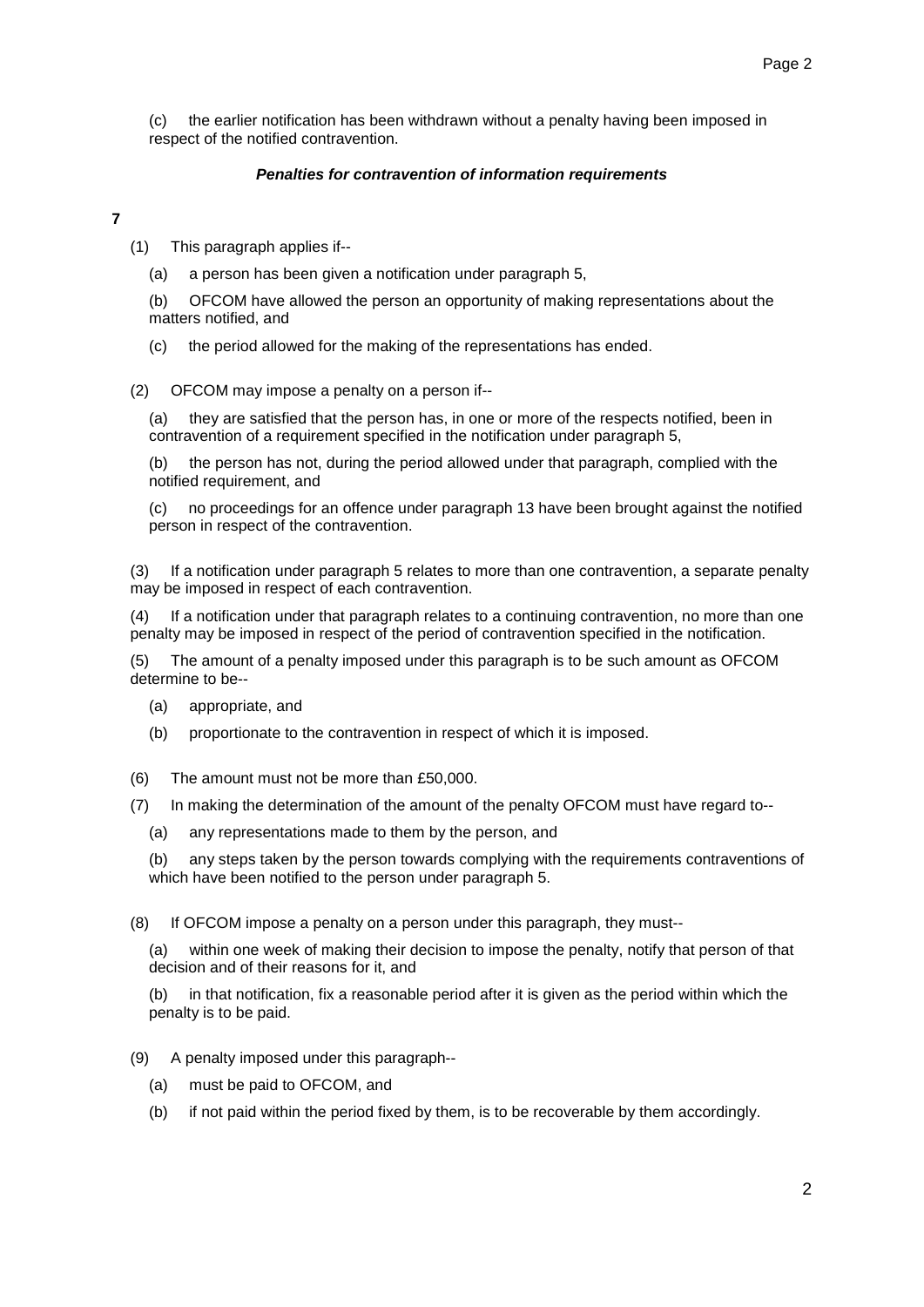(c) the earlier notification has been withdrawn without a penalty having been imposed in respect of the notified contravention.

***Penalties for contravention of information requirements***

**7**

(1) This paragraph applies if--

(a) a person has been given a notification under paragraph 5,

(b) OFCOM have allowed the person an opportunity of making representations about the matters notified, and

(c) the period allowed for the making of the representations has ended.

(2) OFCOM may impose a penalty on a person if--

(a) they are satisfied that the person has, in one or more of the respects notified, been in contravention of a requirement specified in the notification under paragraph 5,

(b) the person has not, during the period allowed under that paragraph, complied with the notified requirement, and

(c) no proceedings for an offence under paragraph 13 have been brought against the notified person in respect of the contravention.

(3) If a notification under paragraph 5 relates to more than one contravention, a separate penalty may be imposed in respect of each contravention.

(4) If a notification under that paragraph relates to a continuing contravention, no more than one penalty may be imposed in respect of the period of contravention specified in the notification.

(5) The amount of a penalty imposed under this paragraph is to be such amount as OFCOM determine to be--

(a) appropriate, and

(b) proportionate to the contravention in respect of which it is imposed.

(6) The amount must not be more than £50,000.

(7) In making the determination of the amount of the penalty OFCOM must have regard to--

(a) any representations made to them by the person, and

(b) any steps taken by the person towards complying with the requirements contraventions of which have been notified to the person under paragraph 5.

(8) If OFCOM impose a penalty on a person under this paragraph, they must--

(a) within one week of making their decision to impose the penalty, notify that person of that decision and of their reasons for it, and

(b) in that notification, fix a reasonable period after it is given as the period within which the penalty is to be paid.

(9) A penalty imposed under this paragraph--

(a) must be paid to OFCOM, and

(b) if not paid within the period fixed by them, is to be recoverable by them accordingly.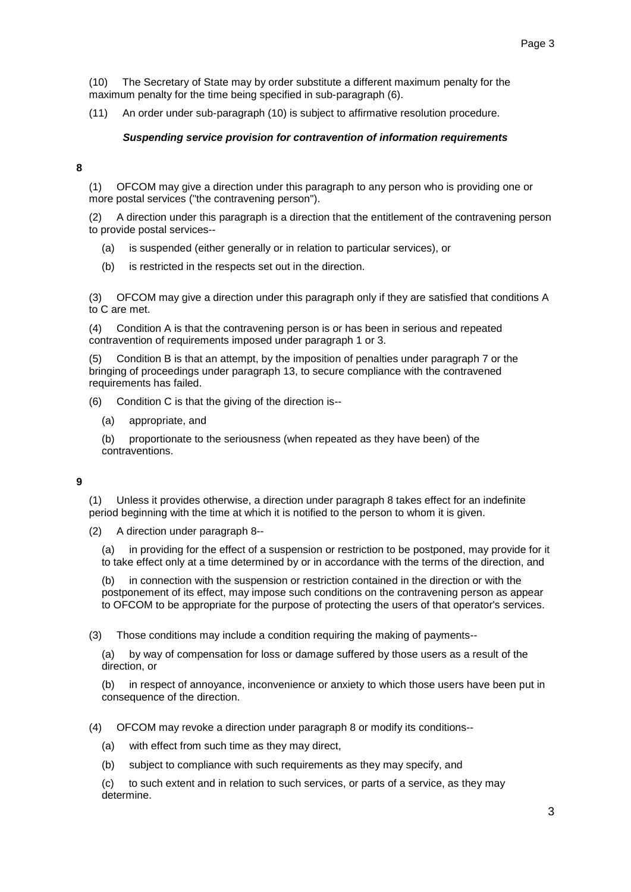(10) The Secretary of State may by order substitute a different maximum penalty for the maximum penalty for the time being specified in sub-paragraph (6).

(11) An order under sub-paragraph (10) is subject to affirmative resolution procedure.

### *Suspending service provision for contravention of information requirements*

**8**

(1) OFCOM may give a direction under this paragraph to any person who is providing one or more postal services ("the contravening person").

(2) A direction under this paragraph is a direction that the entitlement of the contravening person to provide postal services--

(a) is suspended (either generally or in relation to particular services), or

(b) is restricted in the respects set out in the direction.

(3) OFCOM may give a direction under this paragraph only if they are satisfied that conditions A to C are met.

(4) Condition A is that the contravening person is or has been in serious and repeated contravention of requirements imposed under paragraph 1 or 3.

(5) Condition B is that an attempt, by the imposition of penalties under paragraph 7 or the bringing of proceedings under paragraph 13, to secure compliance with the contravened requirements has failed.

(6) Condition C is that the giving of the direction is--

(a) appropriate, and

(b) proportionate to the seriousness (when repeated as they have been) of the contraventions.

**9**

(1) Unless it provides otherwise, a direction under paragraph 8 takes effect for an indefinite period beginning with the time at which it is notified to the person to whom it is given.

(2) A direction under paragraph 8--

(a) in providing for the effect of a suspension or restriction to be postponed, may provide for it to take effect only at a time determined by or in accordance with the terms of the direction, and

(b) in connection with the suspension or restriction contained in the direction or with the postponement of its effect, may impose such conditions on the contravening person as appear to OFCOM to be appropriate for the purpose of protecting the users of that operator's services.

(3) Those conditions may include a condition requiring the making of payments--

(a) by way of compensation for loss or damage suffered by those users as a result of the direction, or

(b) in respect of annoyance, inconvenience or anxiety to which those users have been put in consequence of the direction.

(4) OFCOM may revoke a direction under paragraph 8 or modify its conditions--

(a) with effect from such time as they may direct,

(b) subject to compliance with such requirements as they may specify, and

(c) to such extent and in relation to such services, or parts of a service, as they may determine.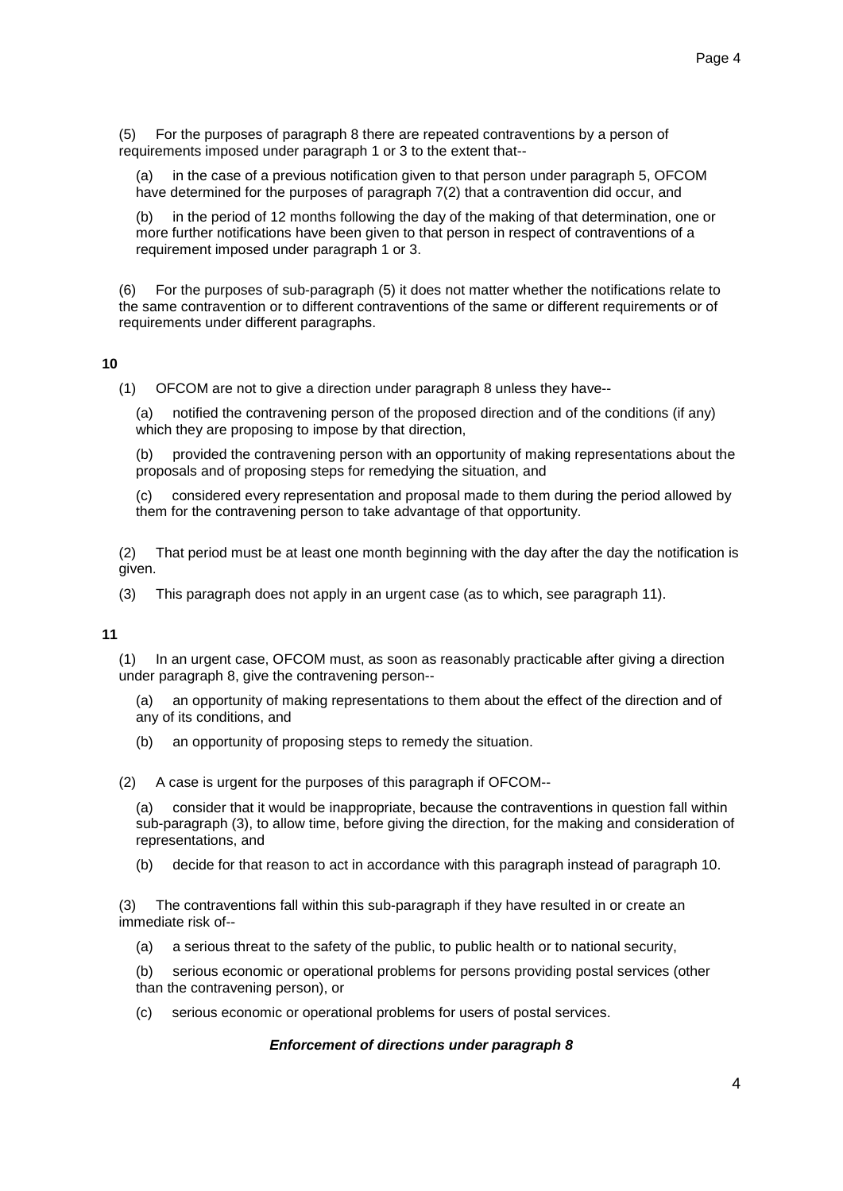(5) For the purposes of paragraph 8 there are repeated contraventions by a person of requirements imposed under paragraph 1 or 3 to the extent that--

(a) in the case of a previous notification given to that person under paragraph 5, OFCOM have determined for the purposes of paragraph 7(2) that a contravention did occur, and

(b) in the period of 12 months following the day of the making of that determination, one or more further notifications have been given to that person in respect of contraventions of a requirement imposed under paragraph 1 or 3.

(6) For the purposes of sub-paragraph (5) it does not matter whether the notifications relate to the same contravention or to different contraventions of the same or different requirements or of requirements under different paragraphs.

**10**

(1) OFCOM are not to give a direction under paragraph 8 unless they have--

(a) notified the contravening person of the proposed direction and of the conditions (if any) which they are proposing to impose by that direction,

(b) provided the contravening person with an opportunity of making representations about the proposals and of proposing steps for remedying the situation, and

(c) considered every representation and proposal made to them during the period allowed by them for the contravening person to take advantage of that opportunity.

(2) That period must be at least one month beginning with the day after the day the notification is given.

(3) This paragraph does not apply in an urgent case (as to which, see paragraph 11).

**11**

(1) In an urgent case, OFCOM must, as soon as reasonably practicable after giving a direction under paragraph 8, give the contravening person--

(a) an opportunity of making representations to them about the effect of the direction and of any of its conditions, and

(b) an opportunity of proposing steps to remedy the situation.

(2) A case is urgent for the purposes of this paragraph if OFCOM--

(a) consider that it would be inappropriate, because the contraventions in question fall within sub-paragraph (3), to allow time, before giving the direction, for the making and consideration of representations, and

(b) decide for that reason to act in accordance with this paragraph instead of paragraph 10.

(3) The contraventions fall within this sub-paragraph if they have resulted in or create an immediate risk of--

(a) a serious threat to the safety of the public, to public health or to national security,

(b) serious economic or operational problems for persons providing postal services (other than the contravening person), or

(c) serious economic or operational problems for users of postal services.

***Enforcement of directions under paragraph 8***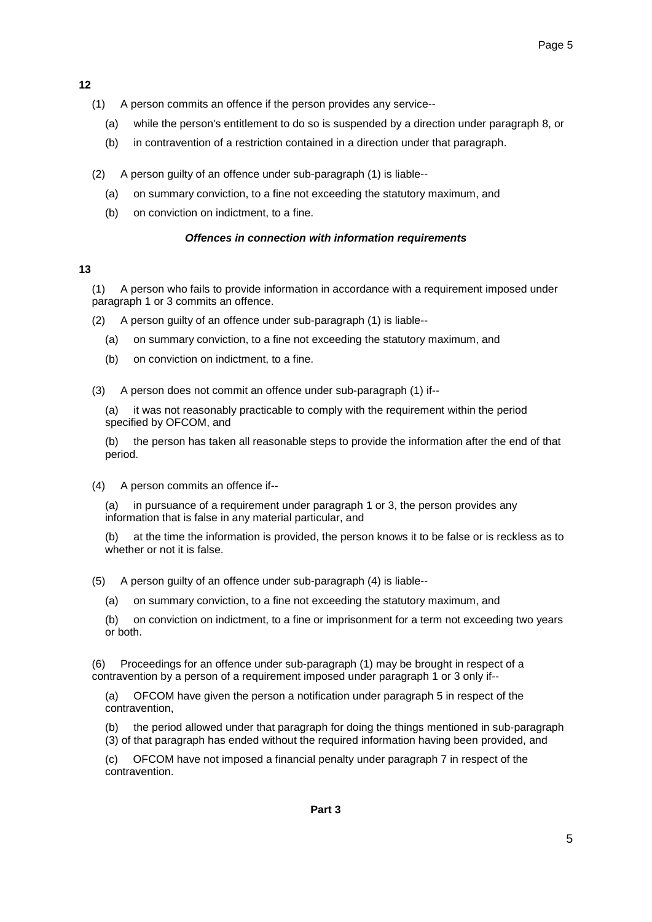**12**

(1) A person commits an offence if the person provides any service--

(a) while the person's entitlement to do so is suspended by a direction under paragraph 8, or

(b) in contravention of a restriction contained in a direction under that paragraph.

(2) A person guilty of an offence under sub-paragraph (1) is liable--

(a) on summary conviction, to a fine not exceeding the statutory maximum, and

(b) on conviction on indictment, to a fine.

***Offences in connection with information requirements***

**13**

(1) A person who fails to provide information in accordance with a requirement imposed under paragraph 1 or 3 commits an offence.

(2) A person guilty of an offence under sub-paragraph (1) is liable--

(a) on summary conviction, to a fine not exceeding the statutory maximum, and

(b) on conviction on indictment, to a fine.

(3) A person does not commit an offence under sub-paragraph (1) if--

(a) it was not reasonably practicable to comply with the requirement within the period specified by OFCOM, and

(b) the person has taken all reasonable steps to provide the information after the end of that period.

(4) A person commits an offence if--

(a) in pursuance of a requirement under paragraph 1 or 3, the person provides any information that is false in any material particular, and

(b) at the time the information is provided, the person knows it to be false or is reckless as to whether or not it is false.

(5) A person guilty of an offence under sub-paragraph (4) is liable--

(a) on summary conviction, to a fine not exceeding the statutory maximum, and

(b) on conviction on indictment, to a fine or imprisonment for a term not exceeding two years or both.

(6) Proceedings for an offence under sub-paragraph (1) may be brought in respect of a contravention by a person of a requirement imposed under paragraph 1 or 3 only if--

(a) OFCOM have given the person a notification under paragraph 5 in respect of the contravention,

(b) the period allowed under that paragraph for doing the things mentioned in sub-paragraph (3) of that paragraph has ended without the required information having been provided, and

(c) OFCOM have not imposed a financial penalty under paragraph 7 in respect of the contravention.

**Part 3**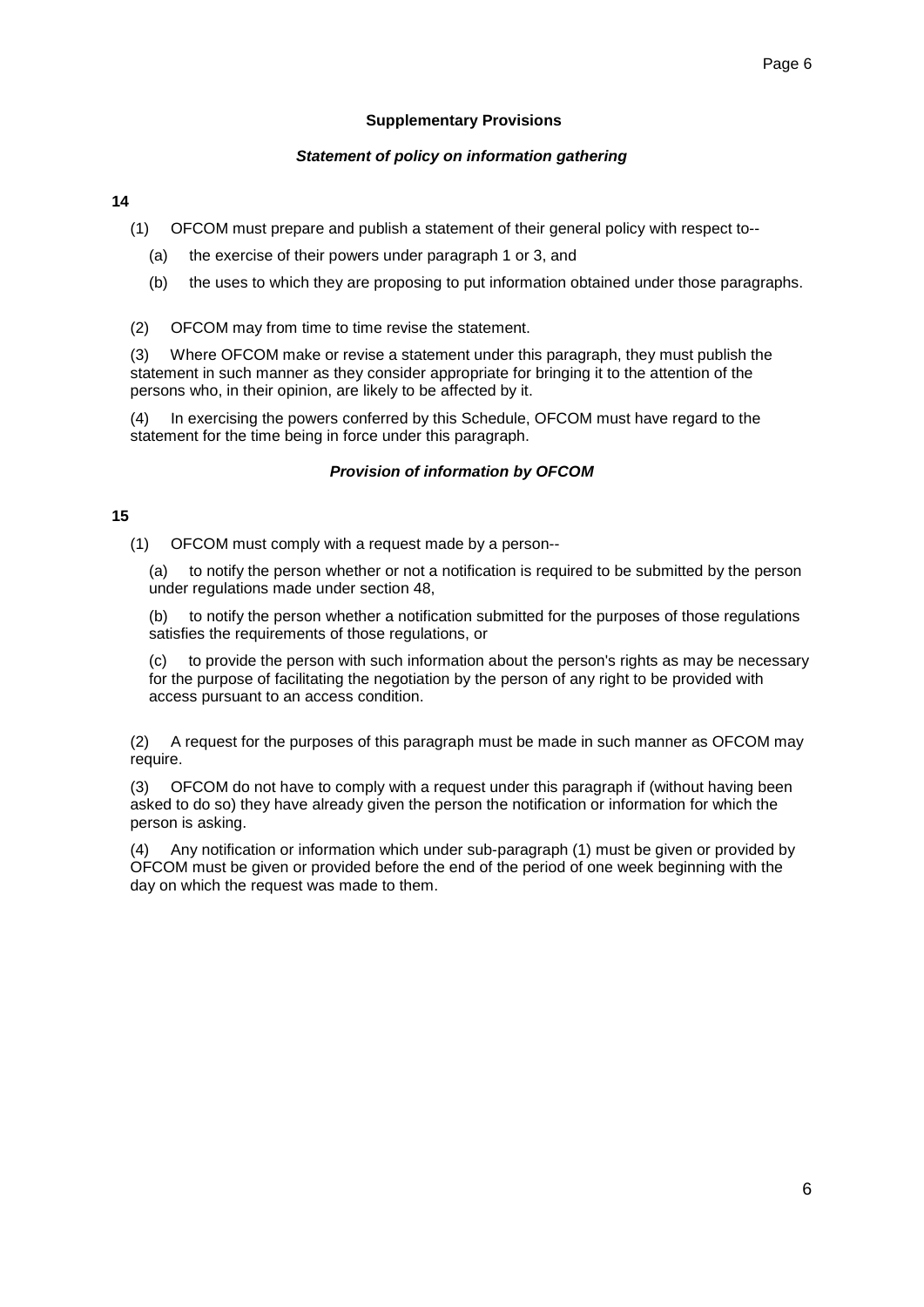**Supplementary Provisions**

***Statement of policy on information gathering***

**14**

(1) OFCOM must prepare and publish a statement of their general policy with respect to--

(a) the exercise of their powers under paragraph 1 or 3, and

(b) the uses to which they are proposing to put information obtained under those paragraphs.

(2) OFCOM may from time to time revise the statement.

(3) Where OFCOM make or revise a statement under this paragraph, they must publish the statement in such manner as they consider appropriate for bringing it to the attention of the persons who, in their opinion, are likely to be affected by it.

(4) In exercising the powers conferred by this Schedule, OFCOM must have regard to the statement for the time being in force under this paragraph.

***Provision of information by OFCOM***

**15**

(1) OFCOM must comply with a request made by a person--

(a) to notify the person whether or not a notification is required to be submitted by the person under regulations made under section 48,

(b) to notify the person whether a notification submitted for the purposes of those regulations satisfies the requirements of those regulations, or

(c) to provide the person with such information about the person's rights as may be necessary for the purpose of facilitating the negotiation by the person of any right to be provided with access pursuant to an access condition.

(2) A request for the purposes of this paragraph must be made in such manner as OFCOM may require.

(3) OFCOM do not have to comply with a request under this paragraph if (without having been asked to do so) they have already given the person the notification or information for which the person is asking.

(4) Any notification or information which under sub-paragraph (1) must be given or provided by OFCOM must be given or provided before the end of the period of one week beginning with the day on which the request was made to them.